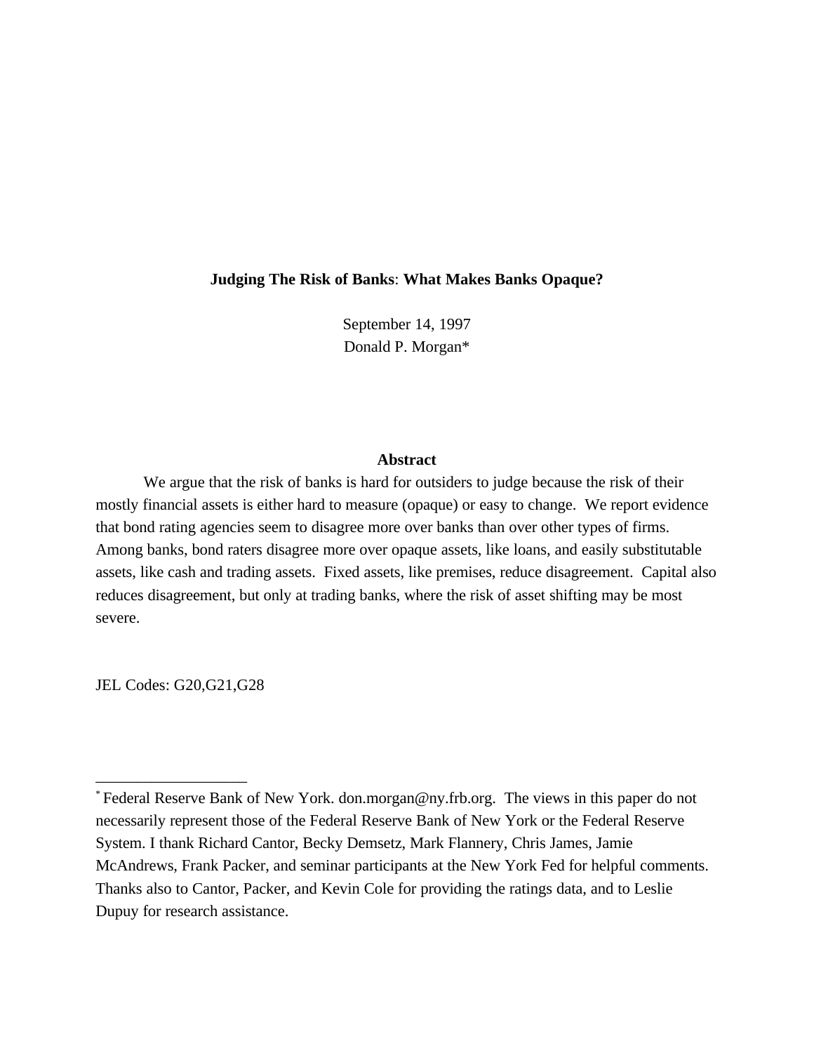# Judging The Risk of Banks: What Makes Banks Opaque?

September 14, 1997

Donald P. Morgan*

## Abstract

We argue that the risk of banks is hard for outsiders to judge because the risk of their mostly financial assets is either hard to measure (opaque) or easy to change. We report evidence that bond rating agencies seem to disagree more over banks than over other types of firms. Among banks, bond raters disagree more over opaque assets, like loans, and easily substitutable assets, like cash and trading assets. Fixed assets, like premises, reduce disagreement. Capital also reduces disagreement, but only at trading banks, where the risk of asset shifting may be most severe.

JEL Codes: G20,G21,G28

---

* Federal Reserve Bank of New York. don.morgan@ny.frb.org. The views in this paper do not necessarily represent those of the Federal Reserve Bank of New York or the Federal Reserve System. I thank Richard Cantor, Becky Demsetz, Mark Flannery, Chris James, Jamie McAndrews, Frank Packer, and seminar participants at the New York Fed for helpful comments. Thanks also to Cantor, Packer, and Kevin Cole for providing the ratings data, and to Leslie Dupuy for research assistance.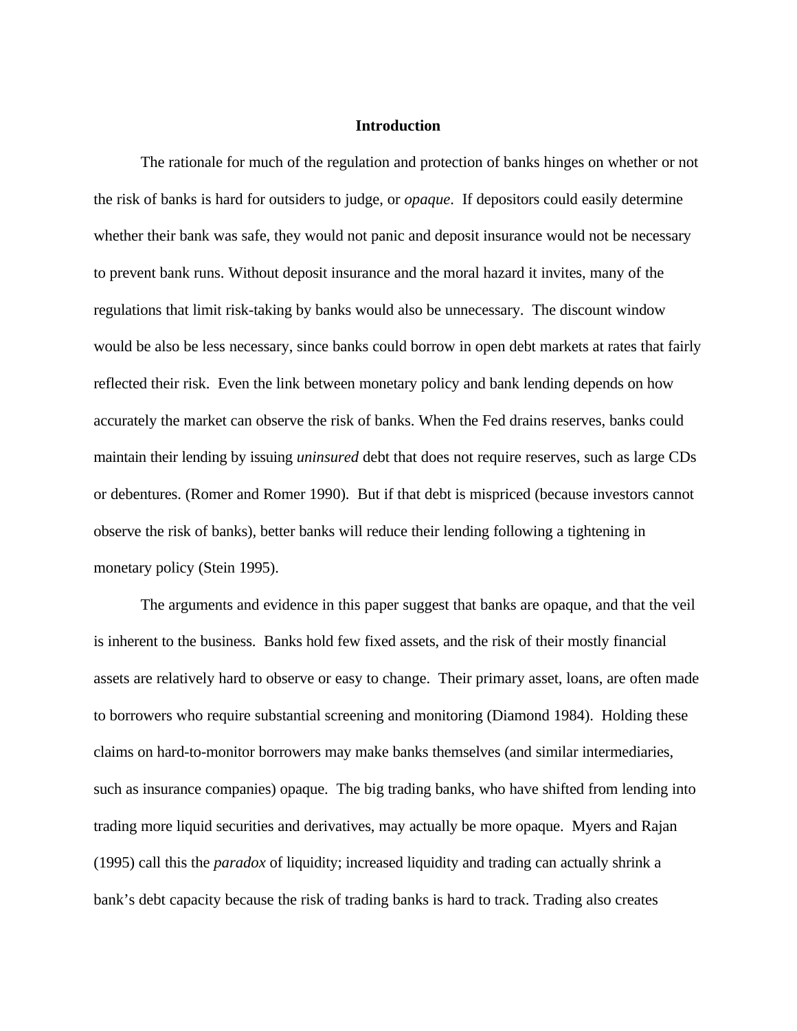## Introduction

The rationale for much of the regulation and protection of banks hinges on whether or not the risk of banks is hard for outsiders to judge, or *opaque*. If depositors could easily determine whether their bank was safe, they would not panic and deposit insurance would not be necessary to prevent bank runs. Without deposit insurance and the moral hazard it invites, many of the regulations that limit risk-taking by banks would also be unnecessary. The discount window would be also be less necessary, since banks could borrow in open debt markets at rates that fairly reflected their risk. Even the link between monetary policy and bank lending depends on how accurately the market can observe the risk of banks. When the Fed drains reserves, banks could maintain their lending by issuing *uninsured* debt that does not require reserves, such as large CDs or debentures. (Romer and Romer 1990). But if that debt is mispriced (because investors cannot observe the risk of banks), better banks will reduce their lending following a tightening in monetary policy (Stein 1995).

The arguments and evidence in this paper suggest that banks are opaque, and that the veil is inherent to the business. Banks hold few fixed assets, and the risk of their mostly financial assets are relatively hard to observe or easy to change. Their primary asset, loans, are often made to borrowers who require substantial screening and monitoring (Diamond 1984). Holding these claims on hard-to-monitor borrowers may make banks themselves (and similar intermediaries, such as insurance companies) opaque. The big trading banks, who have shifted from lending into trading more liquid securities and derivatives, may actually be more opaque. Myers and Rajan (1995) call this the *paradox* of liquidity; increased liquidity and trading can actually shrink a bank's debt capacity because the risk of trading banks is hard to track. Trading also creates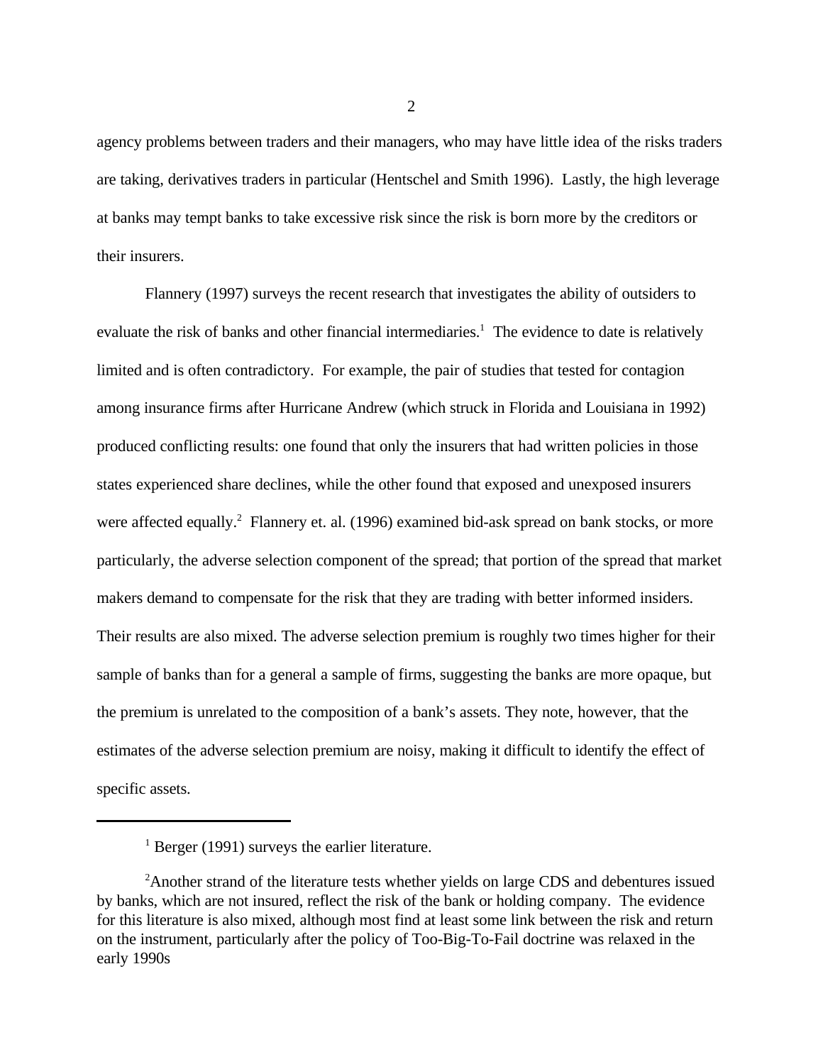agency problems between traders and their managers, who may have little idea of the risks traders are taking, derivatives traders in particular (Hentschel and Smith 1996). Lastly, the high leverage at banks may tempt banks to take excessive risk since the risk is born more by the creditors or their insurers.

Flannery (1997) surveys the recent research that investigates the ability of outsiders to evaluate the risk of banks and other financial intermediaries.[1] The evidence to date is relatively limited and is often contradictory. For example, the pair of studies that tested for contagion among insurance firms after Hurricane Andrew (which struck in Florida and Louisiana in 1992) produced conflicting results: one found that only the insurers that had written policies in those states experienced share declines, while the other found that exposed and unexposed insurers were affected equally.[2] Flannery et. al. (1996) examined bid-ask spread on bank stocks, or more particularly, the adverse selection component of the spread; that portion of the spread that market makers demand to compensate for the risk that they are trading with better informed insiders. Their results are also mixed. The adverse selection premium is roughly two times higher for their sample of banks than for a general a sample of firms, suggesting the banks are more opaque, but the premium is unrelated to the composition of a bank's assets. They note, however, that the estimates of the adverse selection premium are noisy, making it difficult to identify the effect of specific assets.

---

[1] Berger (1991) surveys the earlier literature.

[2] Another strand of the literature tests whether yields on large CDS and debentures issued by banks, which are not insured, reflect the risk of the bank or holding company. The evidence for this literature is also mixed, although most find at least some link between the risk and return on the instrument, particularly after the policy of Too-Big-To-Fail doctrine was relaxed in the early 1990s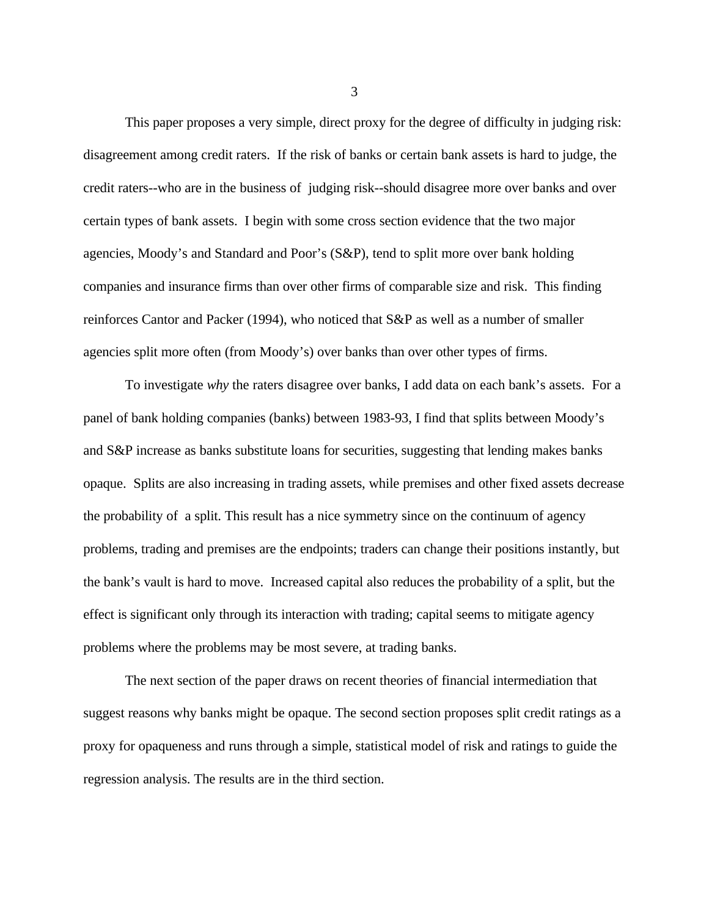This paper proposes a very simple, direct proxy for the degree of difficulty in judging risk: disagreement among credit raters. If the risk of banks or certain bank assets is hard to judge, the credit raters--who are in the business of judging risk--should disagree more over banks and over certain types of bank assets. I begin with some cross section evidence that the two major agencies, Moody's and Standard and Poor's (S&P), tend to split more over bank holding companies and insurance firms than over other firms of comparable size and risk. This finding reinforces Cantor and Packer (1994), who noticed that S&P as well as a number of smaller agencies split more often (from Moody's) over banks than over other types of firms.

To investigate *why* the raters disagree over banks, I add data on each bank's assets. For a panel of bank holding companies (banks) between 1983-93, I find that splits between Moody's and S&P increase as banks substitute loans for securities, suggesting that lending makes banks opaque. Splits are also increasing in trading assets, while premises and other fixed assets decrease the probability of a split. This result has a nice symmetry since on the continuum of agency problems, trading and premises are the endpoints; traders can change their positions instantly, but the bank's vault is hard to move. Increased capital also reduces the probability of a split, but the effect is significant only through its interaction with trading; capital seems to mitigate agency problems where the problems may be most severe, at trading banks.

The next section of the paper draws on recent theories of financial intermediation that suggest reasons why banks might be opaque. The second section proposes split credit ratings as a proxy for opaqueness and runs through a simple, statistical model of risk and ratings to guide the regression analysis. The results are in the third section.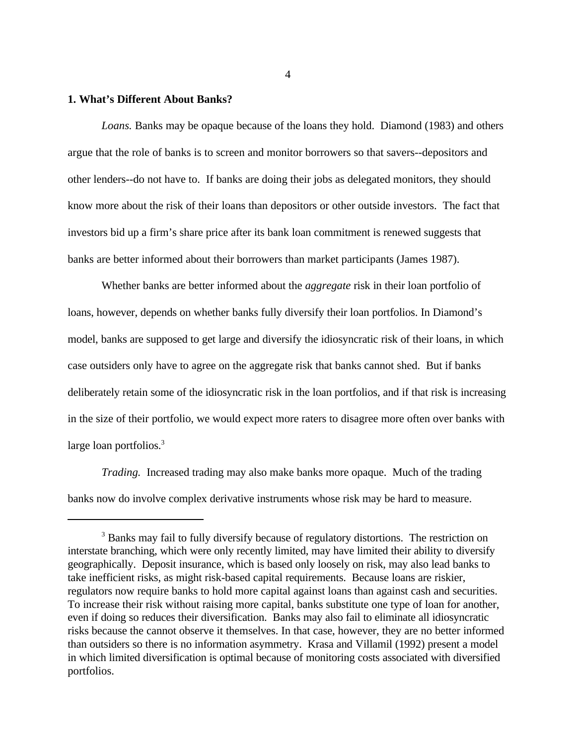## 1. What's Different About Banks?

*Loans.* Banks may be opaque because of the loans they hold. Diamond (1983) and others argue that the role of banks is to screen and monitor borrowers so that savers--depositors and other lenders--do not have to. If banks are doing their jobs as delegated monitors, they should know more about the risk of their loans than depositors or other outside investors. The fact that investors bid up a firm's share price after its bank loan commitment is renewed suggests that banks are better informed about their borrowers than market participants (James 1987).

Whether banks are better informed about the *aggregate* risk in their loan portfolio of loans, however, depends on whether banks fully diversify their loan portfolios. In Diamond's model, banks are supposed to get large and diversify the idiosyncratic risk of their loans, in which case outsiders only have to agree on the aggregate risk that banks cannot shed. But if banks deliberately retain some of the idiosyncratic risk in the loan portfolios, and if that risk is increasing in the size of their portfolio, we would expect more raters to disagree more often over banks with large loan portfolios.[3]

*Trading.* Increased trading may also make banks more opaque. Much of the trading banks now do involve complex derivative instruments whose risk may be hard to measure.

---

[3] Banks may fail to fully diversify because of regulatory distortions. The restriction on interstate branching, which were only recently limited, may have limited their ability to diversify geographically. Deposit insurance, which is based only loosely on risk, may also lead banks to take inefficient risks, as might risk-based capital requirements. Because loans are riskier, regulators now require banks to hold more capital against loans than against cash and securities. To increase their risk without raising more capital, banks substitute one type of loan for another, even if doing so reduces their diversification. Banks may also fail to eliminate all idiosyncratic risks because the cannot observe it themselves. In that case, however, they are no better informed than outsiders so there is no information asymmetry. Krasa and Villamil (1992) present a model in which limited diversification is optimal because of monitoring costs associated with diversified portfolios.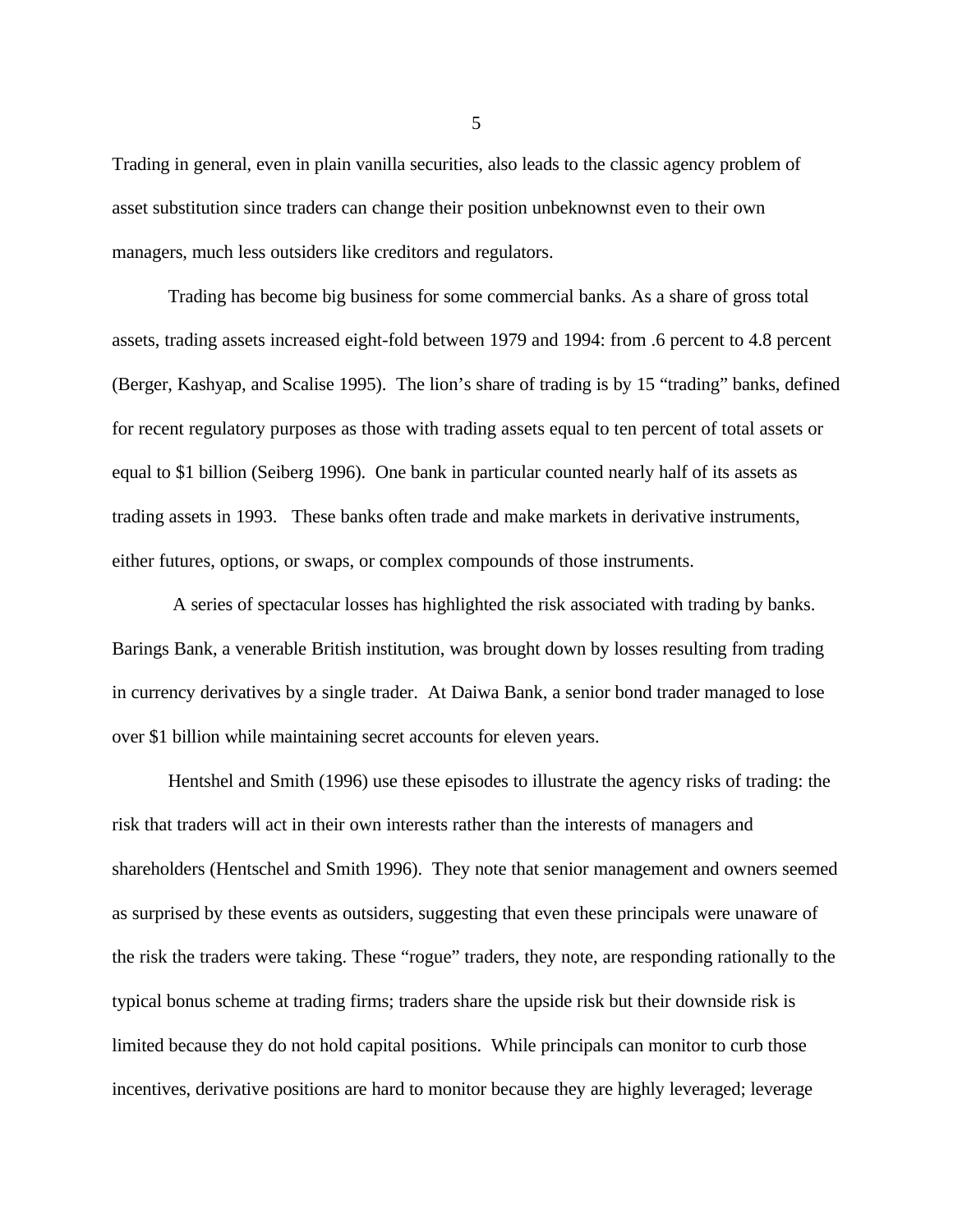Trading in general, even in plain vanilla securities, also leads to the classic agency problem of asset substitution since traders can change their position unbeknownst even to their own managers, much less outsiders like creditors and regulators.

Trading has become big business for some commercial banks. As a share of gross total assets, trading assets increased eight-fold between 1979 and 1994: from .6 percent to 4.8 percent (Berger, Kashyap, and Scalise 1995). The lion's share of trading is by 15 "trading" banks, defined for recent regulatory purposes as those with trading assets equal to ten percent of total assets or equal to $1 billion (Seiberg 1996). One bank in particular counted nearly half of its assets as trading assets in 1993. These banks often trade and make markets in derivative instruments, either futures, options, or swaps, or complex compounds of those instruments.

A series of spectacular losses has highlighted the risk associated with trading by banks. Barings Bank, a venerable British institution, was brought down by losses resulting from trading in currency derivatives by a single trader. At Daiwa Bank, a senior bond trader managed to lose over $1 billion while maintaining secret accounts for eleven years.

Hentshel and Smith (1996) use these episodes to illustrate the agency risks of trading: the risk that traders will act in their own interests rather than the interests of managers and shareholders (Hentschel and Smith 1996). They note that senior management and owners seemed as surprised by these events as outsiders, suggesting that even these principals were unaware of the risk the traders were taking. These "rogue" traders, they note, are responding rationally to the typical bonus scheme at trading firms; traders share the upside risk but their downside risk is limited because they do not hold capital positions. While principals can monitor to curb those incentives, derivative positions are hard to monitor because they are highly leveraged; leverage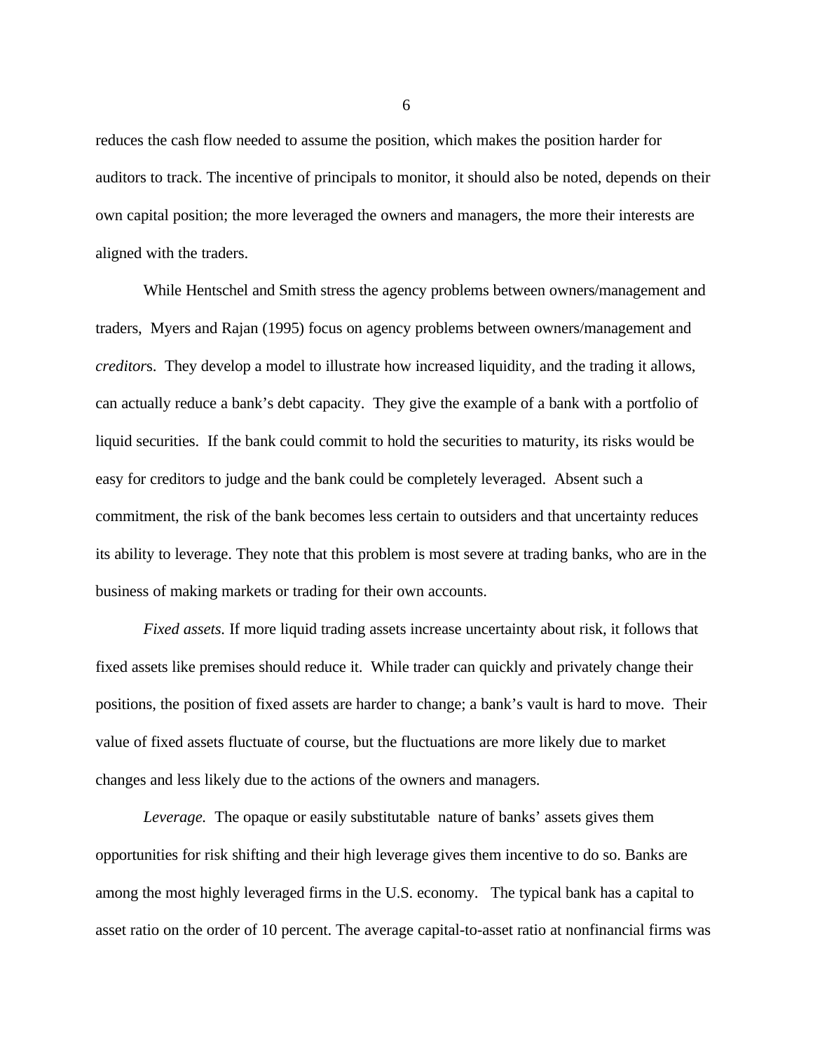reduces the cash flow needed to assume the position, which makes the position harder for auditors to track. The incentive of principals to monitor, it should also be noted, depends on their own capital position; the more leveraged the owners and managers, the more their interests are aligned with the traders.

While Hentschel and Smith stress the agency problems between owners/management and traders,  Myers and Rajan (1995) focus on agency problems between owners/management and *creditor*s.  They develop a model to illustrate how increased liquidity, and the trading it allows, can actually reduce a bank's debt capacity.  They give the example of a bank with a portfolio of liquid securities.  If the bank could commit to hold the securities to maturity, its risks would be easy for creditors to judge and the bank could be completely leveraged.  Absent such a commitment, the risk of the bank becomes less certain to outsiders and that uncertainty reduces its ability to leverage. They note that this problem is most severe at trading banks, who are in the business of making markets or trading for their own accounts.

*Fixed assets.* If more liquid trading assets increase uncertainty about risk, it follows that fixed assets like premises should reduce it.  While trader can quickly and privately change their positions, the position of fixed assets are harder to change; a bank's vault is hard to move.  Their value of fixed assets fluctuate of course, but the fluctuations are more likely due to market changes and less likely due to the actions of the owners and managers.

*Leverage.*  The opaque or easily substitutable  nature of banks' assets gives them opportunities for risk shifting and their high leverage gives them incentive to do so. Banks are among the most highly leveraged firms in the U.S. economy.   The typical bank has a capital to asset ratio on the order of 10 percent. The average capital-to-asset ratio at nonfinancial firms was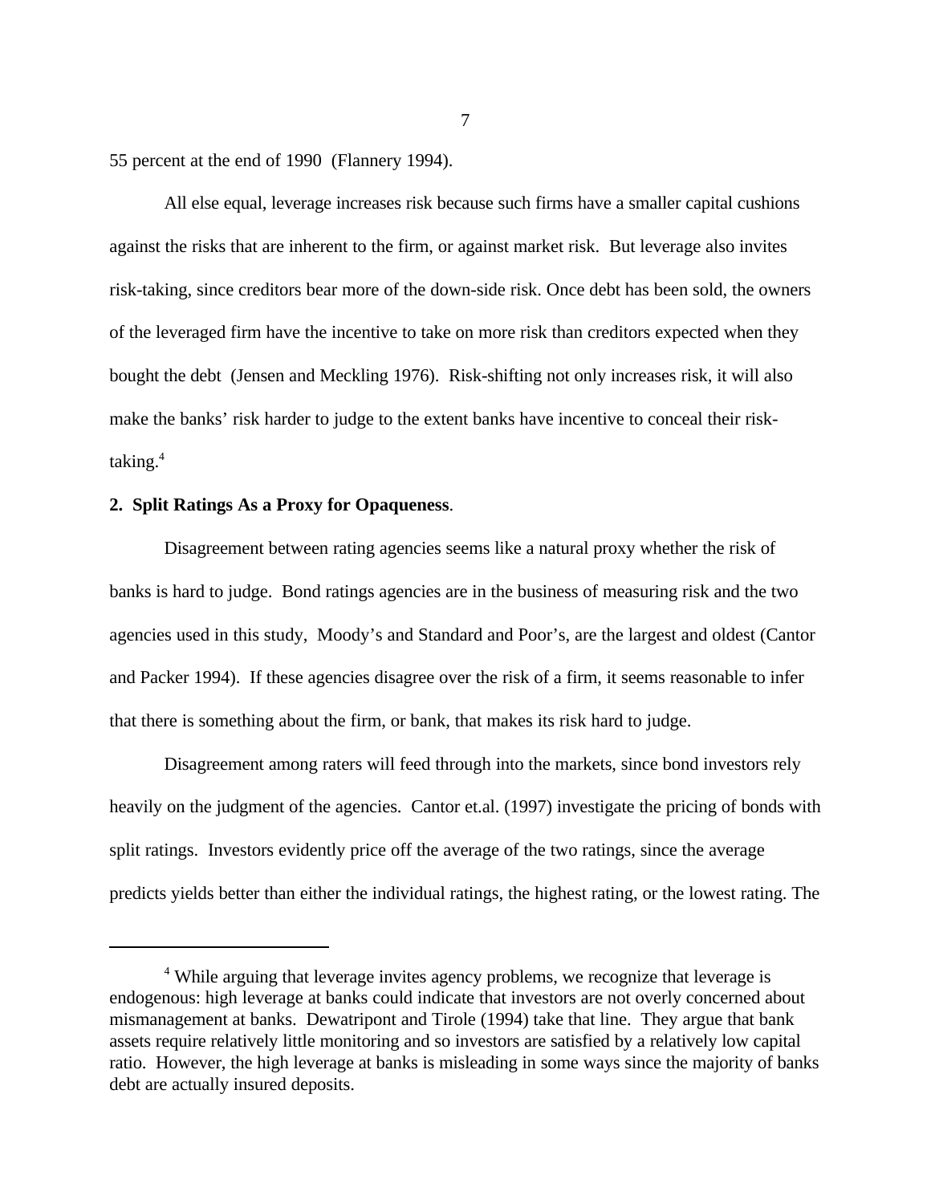55 percent at the end of 1990 (Flannery 1994).

All else equal, leverage increases risk because such firms have a smaller capital cushions against the risks that are inherent to the firm, or against market risk. But leverage also invites risk-taking, since creditors bear more of the down-side risk. Once debt has been sold, the owners of the leveraged firm have the incentive to take on more risk than creditors expected when they bought the debt (Jensen and Meckling 1976). Risk-shifting not only increases risk, it will also make the banks' risk harder to judge to the extent banks have incentive to conceal their risk-taking.[4]

**2. Split Ratings As a Proxy for Opaqueness**.

Disagreement between rating agencies seems like a natural proxy whether the risk of banks is hard to judge. Bond ratings agencies are in the business of measuring risk and the two agencies used in this study, Moody's and Standard and Poor's, are the largest and oldest (Cantor and Packer 1994). If these agencies disagree over the risk of a firm, it seems reasonable to infer that there is something about the firm, or bank, that makes its risk hard to judge.

Disagreement among raters will feed through into the markets, since bond investors rely heavily on the judgment of the agencies. Cantor et.al. (1997) investigate the pricing of bonds with split ratings. Investors evidently price off the average of the two ratings, since the average predicts yields better than either the individual ratings, the highest rating, or the lowest rating. The

[4] While arguing that leverage invites agency problems, we recognize that leverage is endogenous: high leverage at banks could indicate that investors are not overly concerned about mismanagement at banks. Dewatripont and Tirole (1994) take that line. They argue that bank assets require relatively little monitoring and so investors are satisfied by a relatively low capital ratio. However, the high leverage at banks is misleading in some ways since the majority of banks debt are actually insured deposits.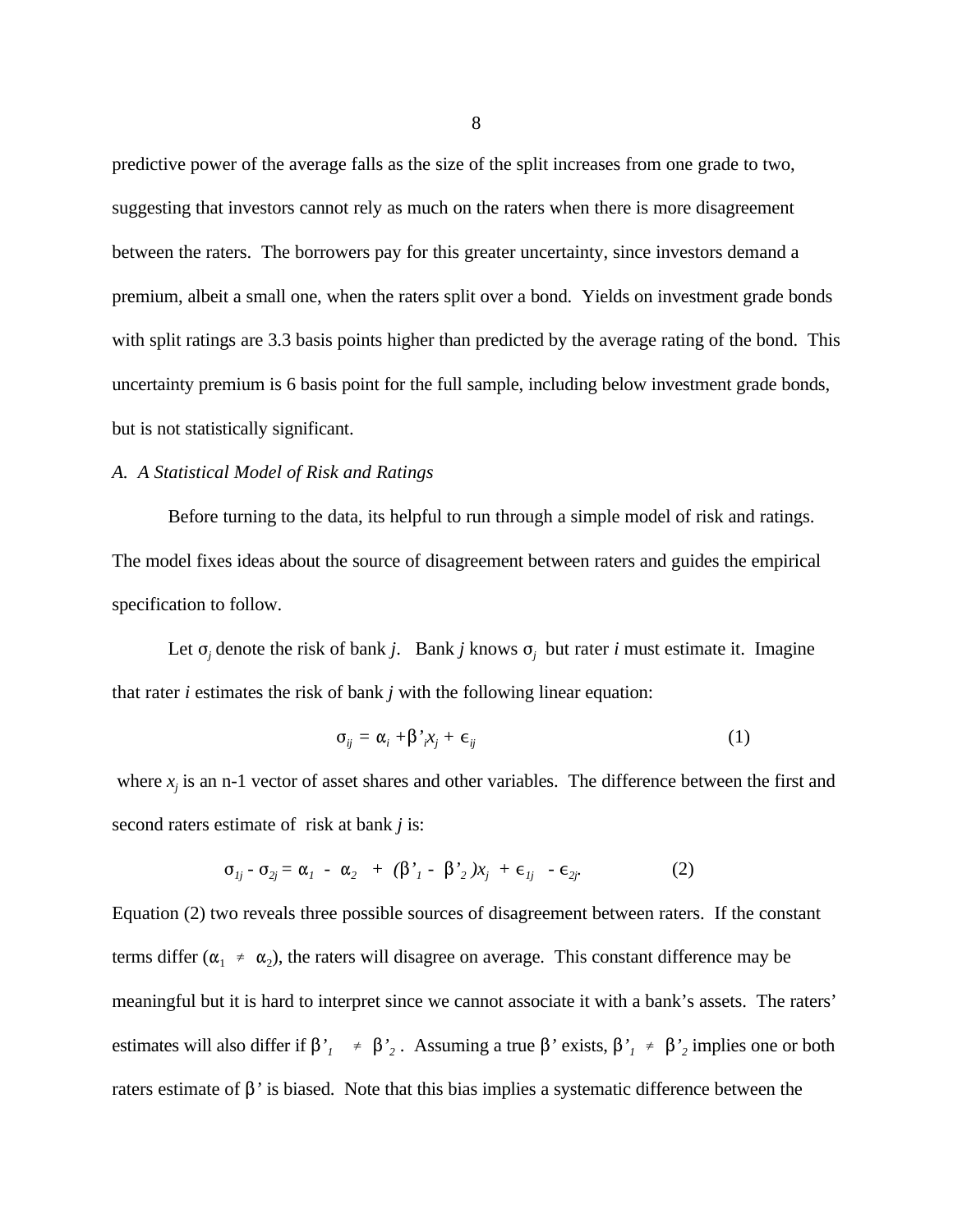predictive power of the average falls as the size of the split increases from one grade to two, suggesting that investors cannot rely as much on the raters when there is more disagreement between the raters. The borrowers pay for this greater uncertainty, since investors demand a premium, albeit a small one, when the raters split over a bond. Yields on investment grade bonds with split ratings are 3.3 basis points higher than predicted by the average rating of the bond. This uncertainty premium is 6 basis point for the full sample, including below investment grade bonds, but is not statistically significant.

*A. A Statistical Model of Risk and Ratings*

Before turning to the data, its helpful to run through a simple model of risk and ratings. The model fixes ideas about the source of disagreement between raters and guides the empirical specification to follow.

Let $\sigma_j$ denote the risk of bank *j*. Bank *j* knows $\sigma_j$ but rater *i* must estimate it. Imagine that rater *i* estimates the risk of bank *j* with the following linear equation:

$$\sigma_{ij} = \alpha_i + \beta'_i x_j + \epsilon_{ij} \tag{1}$$

where $x_j$ is an n-1 vector of asset shares and other variables. The difference between the first and second raters estimate of risk at bank *j* is:

$$\sigma_{1j} - \sigma_{2j} = \alpha_1 - \alpha_2 + (\beta'_1 - \beta'_2)x_j + \epsilon_{1j} - \epsilon_{2j}. \tag{2}$$

Equation (2) two reveals three possible sources of disagreement between raters. If the constant terms differ ($\alpha_1 \neq \alpha_2$), the raters will disagree on average. This constant difference may be meaningful but it is hard to interpret since we cannot associate it with a bank's assets. The raters' estimates will also differ if $\beta'_1 \neq \beta'_2$. Assuming a true $\beta'$ exists, $\beta'_1 \neq \beta'_2$ implies one or both raters estimate of $\beta'$ is biased. Note that this bias implies a systematic difference between the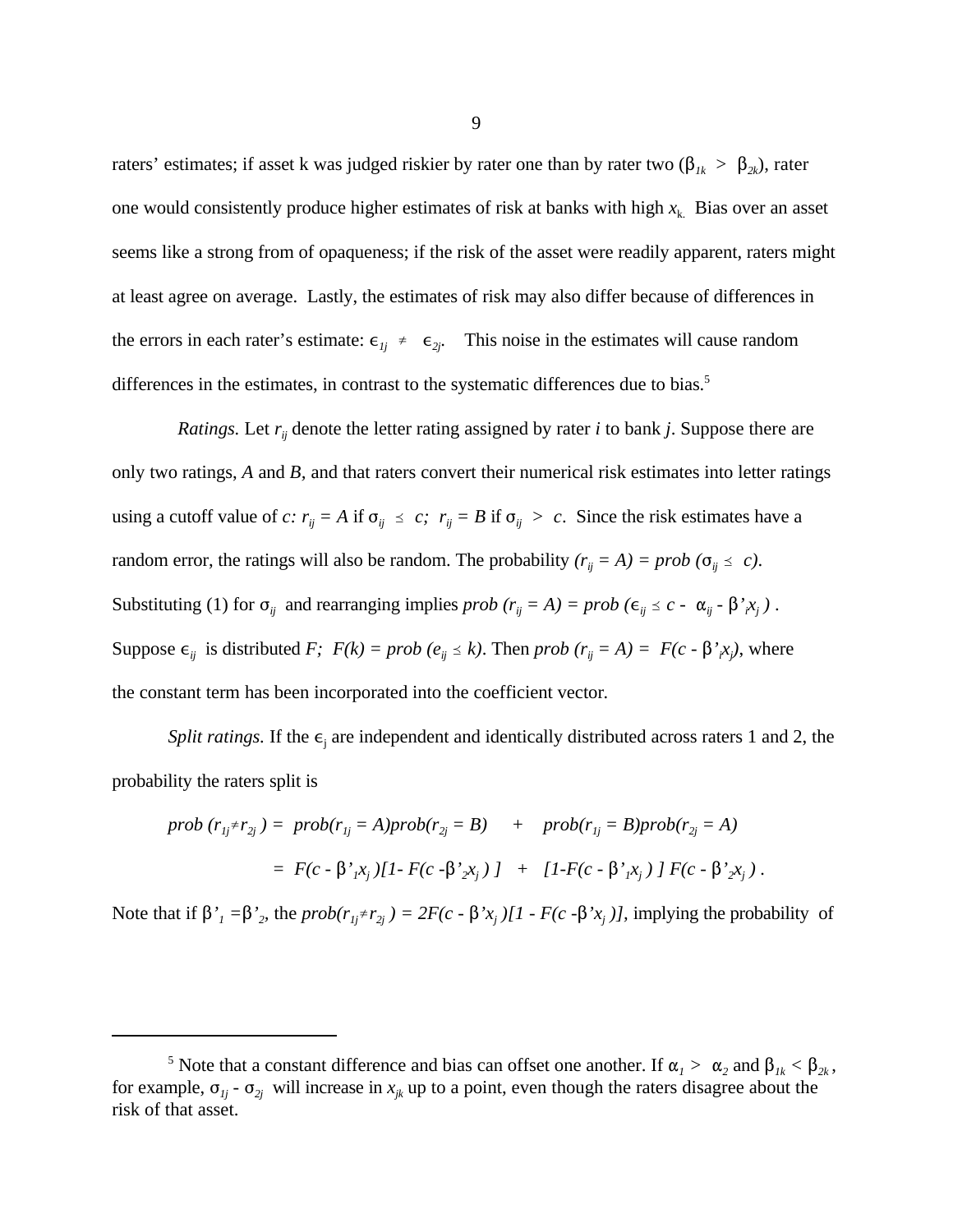raters' estimates; if asset k was judged riskier by rater one than by rater two ($\beta_{1k} > \beta_{2k}$), rater one would consistently produce higher estimates of risk at banks with high $x_{k.}$ Bias over an asset seems like a strong from of opaqueness; if the risk of the asset were readily apparent, raters might at least agree on average. Lastly, the estimates of risk may also differ because of differences in the errors in each rater's estimate: $\epsilon_{1j} \neq \epsilon_{2j}$. This noise in the estimates will cause random differences in the estimates, in contrast to the systematic differences due to bias.[5]

*Ratings.* Let $r_{ij}$ denote the letter rating assigned by rater $i$ to bank $j$. Suppose there are only two ratings, $A$ and $B$, and that raters convert their numerical risk estimates into letter ratings using a cutoff value of $c$: $r_{ij} = A$ if $\sigma_{ij} \leq c$; $r_{ij} = B$ if $\sigma_{ij} > c$. Since the risk estimates have a random error, the ratings will also be random. The probability $(r_{ij} = A) = prob\ (\sigma_{ij} \leq c)$. Substituting (1) for $\sigma_{ij}$ and rearranging implies $prob\ (r_{ij} = A) = prob\ (\epsilon_{ij} \leq c - \alpha_{ij} - \beta'_i x_j)$. Suppose $\epsilon_{ij}$ is distributed $F$; $F(k) = prob\ (e_{ij} \leq k)$. Then $prob\ (r_{ij} = A) = F(c - \beta'_i x_j)$, where the constant term has been incorporated into the coefficient vector.

*Split ratings.* If the $\epsilon_j$ are independent and identically distributed across raters 1 and 2, the probability the raters split is

$$prob\ (r_{1j} \neq r_{2j}) = prob(r_{1j} = A) prob(r_{2j} = B) + prob(r_{1j} = B) prob(r_{2j} = A)$$

$$= F(c - \beta'_1 x_j)[1 - F(c - \beta'_2 x_j)] + [1 - F(c - \beta'_1 x_j)]\, F(c - \beta'_2 x_j).$$

Note that if $\beta'_1 = \beta'_2$, the $prob(r_{1j} \neq r_{2j}) = 2F(c - \beta' x_j)[1 - F(c - \beta' x_j)]$, implying the probability of

[5] Note that a constant difference and bias can offset one another. If $\alpha_1 > \alpha_2$ and $\beta_{1k} < \beta_{2k}$, for example, $\sigma_{1j} - \sigma_{2j}$ will increase in $x_{jk}$ up to a point, even though the raters disagree about the risk of that asset.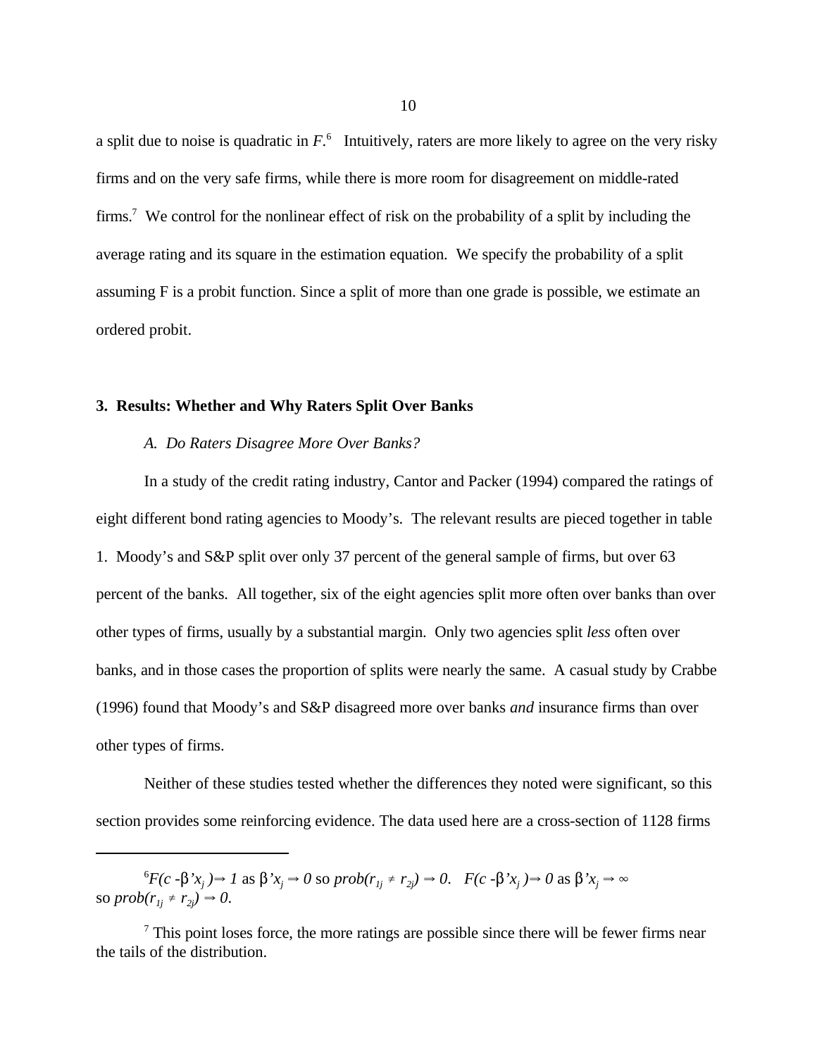a split due to noise is quadratic in $F$.[6] Intuitively, raters are more likely to agree on the very risky firms and on the very safe firms, while there is more room for disagreement on middle-rated firms.[7] We control for the nonlinear effect of risk on the probability of a split by including the average rating and its square in the estimation equation. We specify the probability of a split assuming F is a probit function. Since a split of more than one grade is possible, we estimate an ordered probit.

## 3. Results: Whether and Why Raters Split Over Banks

### *A. Do Raters Disagree More Over Banks?*

In a study of the credit rating industry, Cantor and Packer (1994) compared the ratings of eight different bond rating agencies to Moody's. The relevant results are pieced together in table 1. Moody's and S&P split over only 37 percent of the general sample of firms, but over 63 percent of the banks. All together, six of the eight agencies split more often over banks than over other types of firms, usually by a substantial margin. Only two agencies split *less* often over banks, and in those cases the proportion of splits were nearly the same. A casual study by Crabbe (1996) found that Moody's and S&P disagreed more over banks *and* insurance firms than over other types of firms.

Neither of these studies tested whether the differences they noted were significant, so this section provides some reinforcing evidence. The data used here are a cross-section of 1128 firms

---

[6] $F(c - \beta' x_j) \Rightarrow 1$ as $\beta' x_j \Rightarrow 0$ so $prob(r_{1j} \neq r_{2j}) \Rightarrow 0$. $F(c - \beta' x_j) \Rightarrow 0$ as $\beta' x_j \Rightarrow \infty$ so $prob(r_{1j} \neq r_{2j}) \Rightarrow 0$.

[7] This point loses force, the more ratings are possible since there will be fewer firms near the tails of the distribution.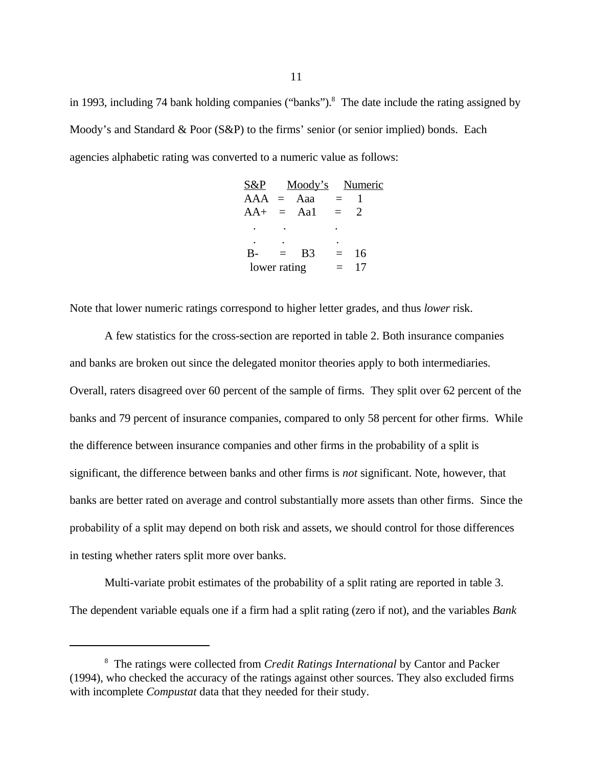in 1993, including 74 bank holding companies ("banks").[8] The date include the rating assigned by Moody's and Standard & Poor (S&P) to the firms' senior (or senior implied) bonds. Each agencies alphabetic rating was converted to a numeric value as follows:

| S&P | | Moody's | | Numeric |
|---|---|---|---|---|
| AAA | = | Aaa | = | 1 |
| AA+ | = | Aa1 | = | 2 |
| . | . | | . | |
| . | . | | . | |
| B- | = | B3 | = | 16 |
| lower rating | | | = | 17 |

Note that lower numeric ratings correspond to higher letter grades, and thus *lower* risk.

A few statistics for the cross-section are reported in table 2. Both insurance companies and banks are broken out since the delegated monitor theories apply to both intermediaries. Overall, raters disagreed over 60 percent of the sample of firms. They split over 62 percent of the banks and 79 percent of insurance companies, compared to only 58 percent for other firms. While the difference between insurance companies and other firms in the probability of a split is significant, the difference between banks and other firms is *not* significant. Note, however, that banks are better rated on average and control substantially more assets than other firms. Since the probability of a split may depend on both risk and assets, we should control for those differences in testing whether raters split more over banks.

Multi-variate probit estimates of the probability of a split rating are reported in table 3. The dependent variable equals one if a firm had a split rating (zero if not), and the variables *Bank*

[8] The ratings were collected from *Credit Ratings International* by Cantor and Packer (1994), who checked the accuracy of the ratings against other sources. They also excluded firms with incomplete *Compustat* data that they needed for their study.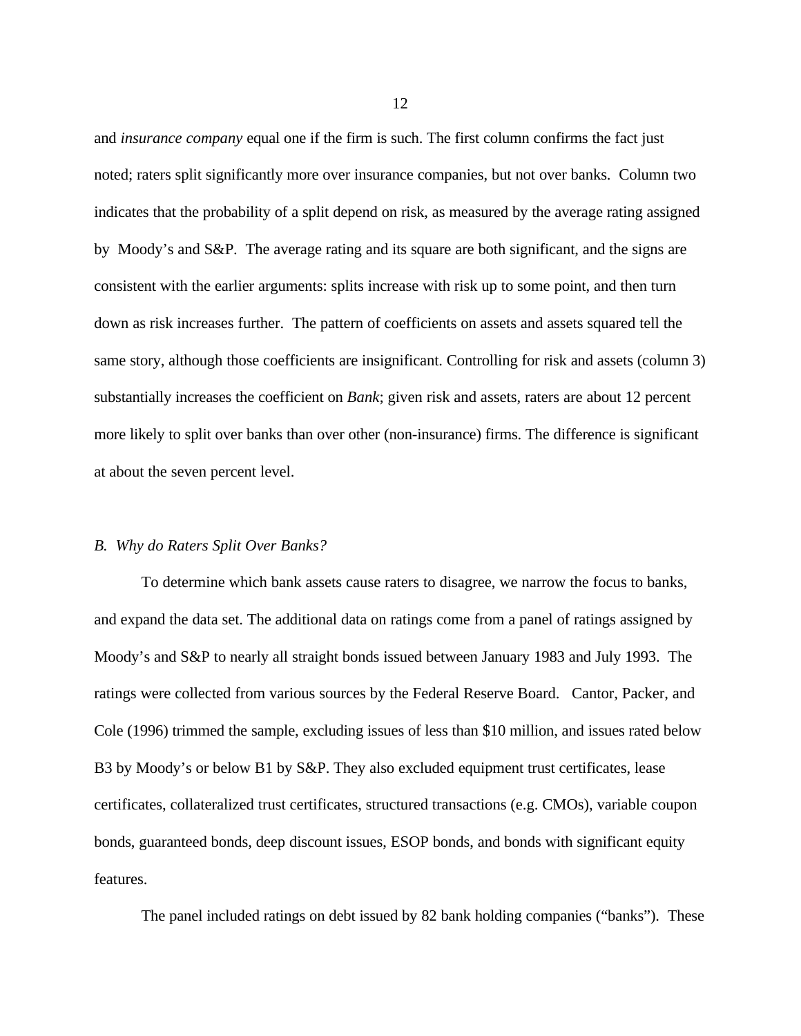and *insurance company* equal one if the firm is such. The first column confirms the fact just noted; raters split significantly more over insurance companies, but not over banks. Column two indicates that the probability of a split depend on risk, as measured by the average rating assigned by Moody's and S&P. The average rating and its square are both significant, and the signs are consistent with the earlier arguments: splits increase with risk up to some point, and then turn down as risk increases further. The pattern of coefficients on assets and assets squared tell the same story, although those coefficients are insignificant. Controlling for risk and assets (column 3) substantially increases the coefficient on *Bank*; given risk and assets, raters are about 12 percent more likely to split over banks than over other (non-insurance) firms. The difference is significant at about the seven percent level.

### *B. Why do Raters Split Over Banks?*

To determine which bank assets cause raters to disagree, we narrow the focus to banks, and expand the data set. The additional data on ratings come from a panel of ratings assigned by Moody's and S&P to nearly all straight bonds issued between January 1983 and July 1993. The ratings were collected from various sources by the Federal Reserve Board. Cantor, Packer, and Cole (1996) trimmed the sample, excluding issues of less than $10 million, and issues rated below B3 by Moody's or below B1 by S&P. They also excluded equipment trust certificates, lease certificates, collateralized trust certificates, structured transactions (e.g. CMOs), variable coupon bonds, guaranteed bonds, deep discount issues, ESOP bonds, and bonds with significant equity features.

The panel included ratings on debt issued by 82 bank holding companies ("banks"). These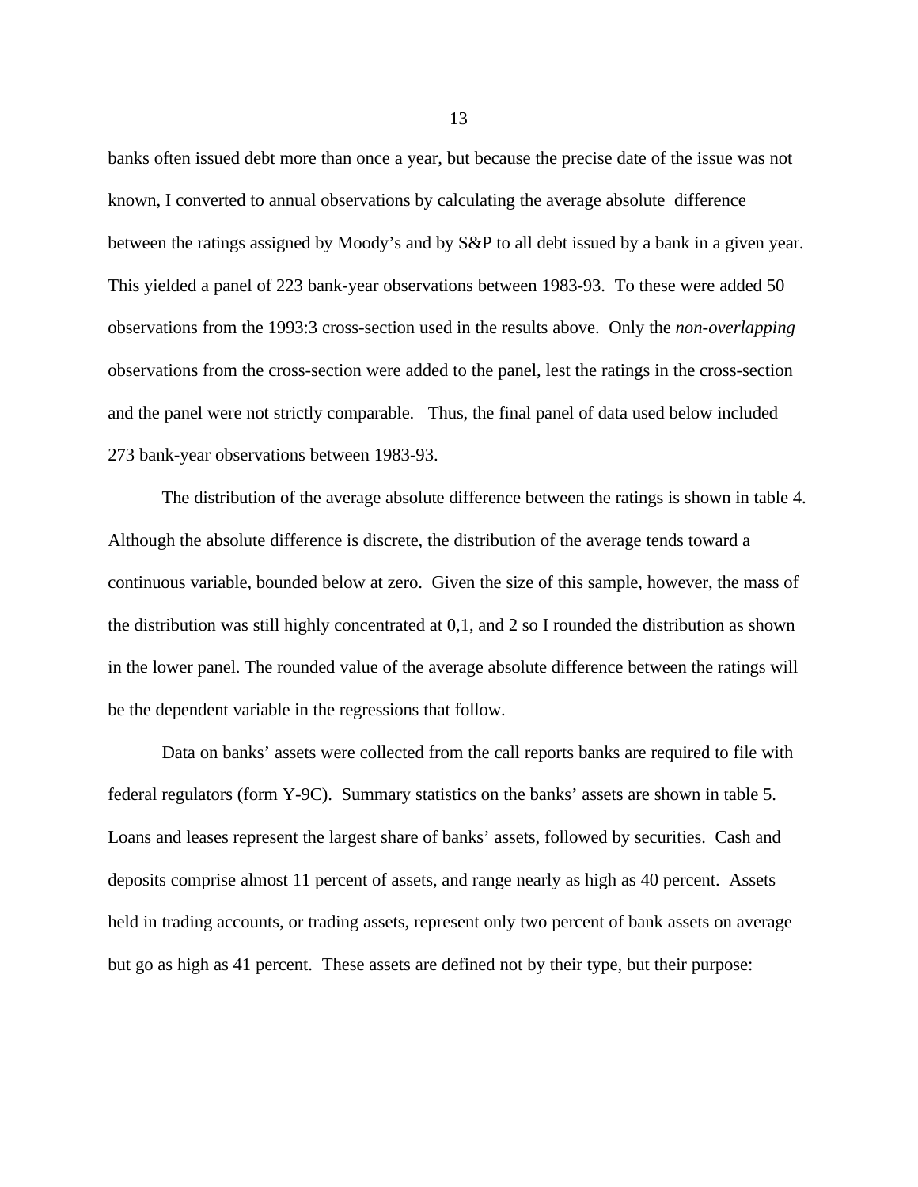banks often issued debt more than once a year, but because the precise date of the issue was not known, I converted to annual observations by calculating the average absolute difference between the ratings assigned by Moody's and by S&P to all debt issued by a bank in a given year. This yielded a panel of 223 bank-year observations between 1983-93. To these were added 50 observations from the 1993:3 cross-section used in the results above. Only the *non-overlapping* observations from the cross-section were added to the panel, lest the ratings in the cross-section and the panel were not strictly comparable. Thus, the final panel of data used below included 273 bank-year observations between 1983-93.

The distribution of the average absolute difference between the ratings is shown in table 4. Although the absolute difference is discrete, the distribution of the average tends toward a continuous variable, bounded below at zero. Given the size of this sample, however, the mass of the distribution was still highly concentrated at 0,1, and 2 so I rounded the distribution as shown in the lower panel. The rounded value of the average absolute difference between the ratings will be the dependent variable in the regressions that follow.

Data on banks' assets were collected from the call reports banks are required to file with federal regulators (form Y-9C). Summary statistics on the banks' assets are shown in table 5. Loans and leases represent the largest share of banks' assets, followed by securities. Cash and deposits comprise almost 11 percent of assets, and range nearly as high as 40 percent. Assets held in trading accounts, or trading assets, represent only two percent of bank assets on average but go as high as 41 percent. These assets are defined not by their type, but their purpose: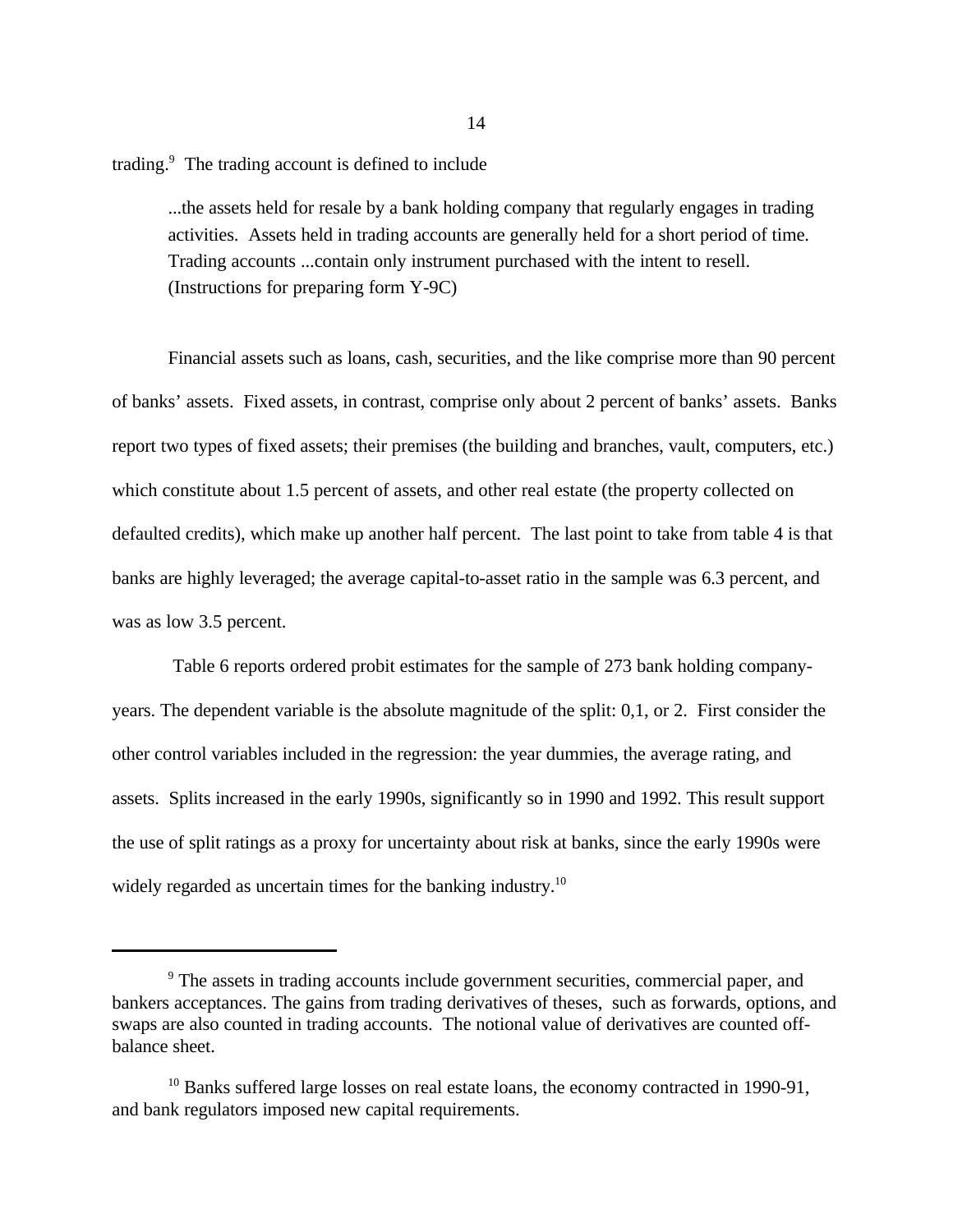trading.[9] The trading account is defined to include

> ...the assets held for resale by a bank holding company that regularly engages in trading activities. Assets held in trading accounts are generally held for a short period of time. Trading accounts ...contain only instrument purchased with the intent to resell. (Instructions for preparing form Y-9C)

Financial assets such as loans, cash, securities, and the like comprise more than 90 percent of banks' assets. Fixed assets, in contrast, comprise only about 2 percent of banks' assets. Banks report two types of fixed assets; their premises (the building and branches, vault, computers, etc.) which constitute about 1.5 percent of assets, and other real estate (the property collected on defaulted credits), which make up another half percent. The last point to take from table 4 is that banks are highly leveraged; the average capital-to-asset ratio in the sample was 6.3 percent, and was as low 3.5 percent.

Table 6 reports ordered probit estimates for the sample of 273 bank holding company-years. The dependent variable is the absolute magnitude of the split: 0,1, or 2. First consider the other control variables included in the regression: the year dummies, the average rating, and assets. Splits increased in the early 1990s, significantly so in 1990 and 1992. This result support the use of split ratings as a proxy for uncertainty about risk at banks, since the early 1990s were widely regarded as uncertain times for the banking industry.[10]

---

[9] The assets in trading accounts include government securities, commercial paper, and bankers acceptances. The gains from trading derivatives of theses, such as forwards, options, and swaps are also counted in trading accounts. The notional value of derivatives are counted off-balance sheet.

[10] Banks suffered large losses on real estate loans, the economy contracted in 1990-91, and bank regulators imposed new capital requirements.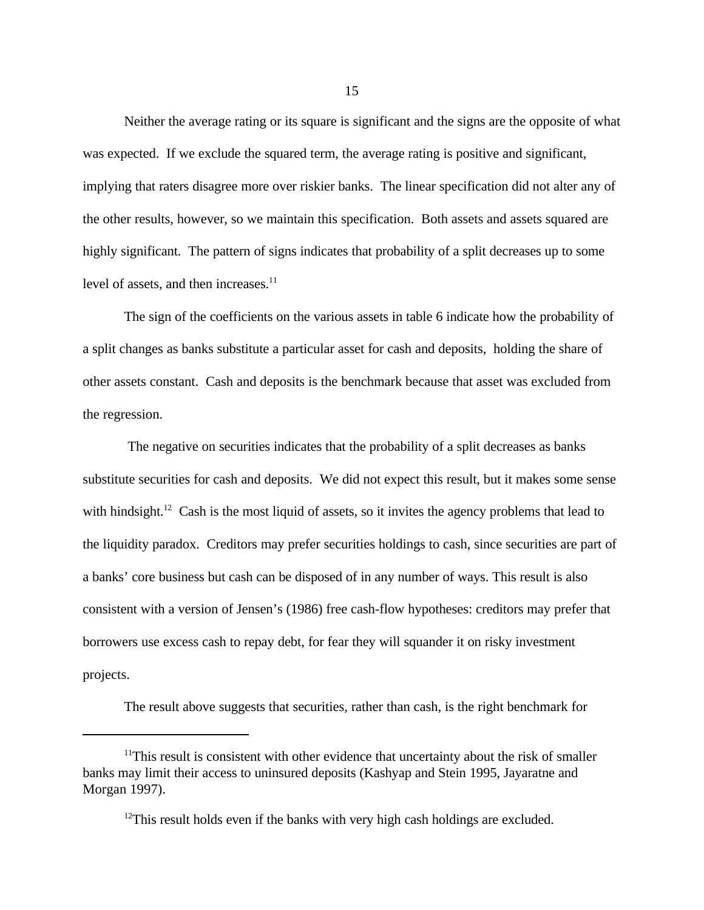Neither the average rating or its square is significant and the signs are the opposite of what was expected. If we exclude the squared term, the average rating is positive and significant, implying that raters disagree more over riskier banks. The linear specification did not alter any of the other results, however, so we maintain this specification. Both assets and assets squared are highly significant. The pattern of signs indicates that probability of a split decreases up to some level of assets, and then increases.[11]

The sign of the coefficients on the various assets in table 6 indicate how the probability of a split changes as banks substitute a particular asset for cash and deposits, holding the share of other assets constant. Cash and deposits is the benchmark because that asset was excluded from the regression.

The negative on securities indicates that the probability of a split decreases as banks substitute securities for cash and deposits. We did not expect this result, but it makes some sense with hindsight.[12] Cash is the most liquid of assets, so it invites the agency problems that lead to the liquidity paradox. Creditors may prefer securities holdings to cash, since securities are part of a banks' core business but cash can be disposed of in any number of ways. This result is also consistent with a version of Jensen's (1986) free cash-flow hypotheses: creditors may prefer that borrowers use excess cash to repay debt, for fear they will squander it on risky investment projects.

The result above suggests that securities, rather than cash, is the right benchmark for

---

[11]This result is consistent with other evidence that uncertainty about the risk of smaller banks may limit their access to uninsured deposits (Kashyap and Stein 1995, Jayaratne and Morgan 1997).

[12]This result holds even if the banks with very high cash holdings are excluded.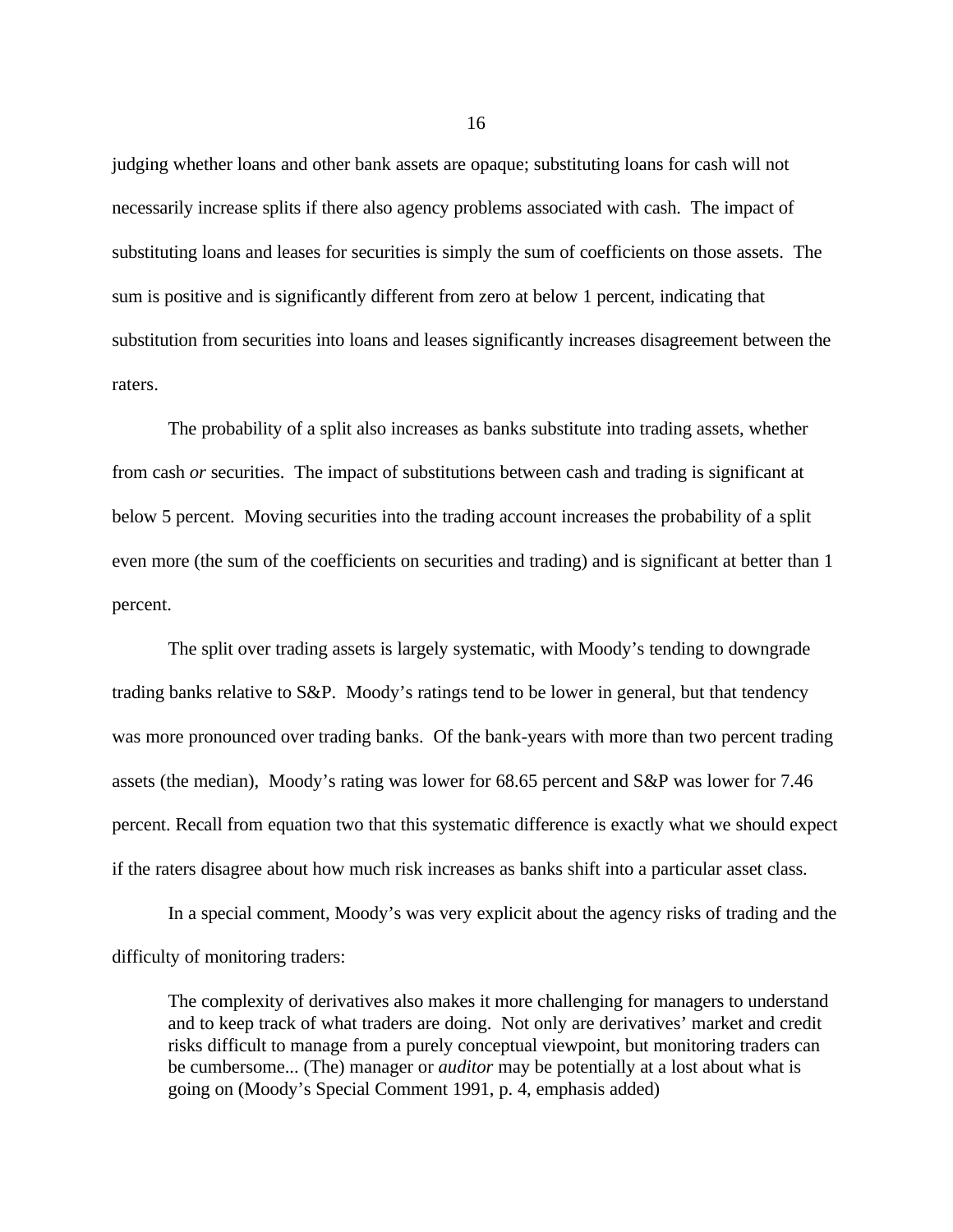judging whether loans and other bank assets are opaque; substituting loans for cash will not necessarily increase splits if there also agency problems associated with cash. The impact of substituting loans and leases for securities is simply the sum of coefficients on those assets. The sum is positive and is significantly different from zero at below 1 percent, indicating that substitution from securities into loans and leases significantly increases disagreement between the raters.

The probability of a split also increases as banks substitute into trading assets, whether from cash *or* securities. The impact of substitutions between cash and trading is significant at below 5 percent. Moving securities into the trading account increases the probability of a split even more (the sum of the coefficients on securities and trading) and is significant at better than 1 percent.

The split over trading assets is largely systematic, with Moody's tending to downgrade trading banks relative to S&P. Moody's ratings tend to be lower in general, but that tendency was more pronounced over trading banks. Of the bank-years with more than two percent trading assets (the median), Moody's rating was lower for 68.65 percent and S&P was lower for 7.46 percent. Recall from equation two that this systematic difference is exactly what we should expect if the raters disagree about how much risk increases as banks shift into a particular asset class.

In a special comment, Moody's was very explicit about the agency risks of trading and the difficulty of monitoring traders:

> The complexity of derivatives also makes it more challenging for managers to understand and to keep track of what traders are doing. Not only are derivatives' market and credit risks difficult to manage from a purely conceptual viewpoint, but monitoring traders can be cumbersome... (The) manager or *auditor* may be potentially at a lost about what is going on (Moody's Special Comment 1991, p. 4, emphasis added)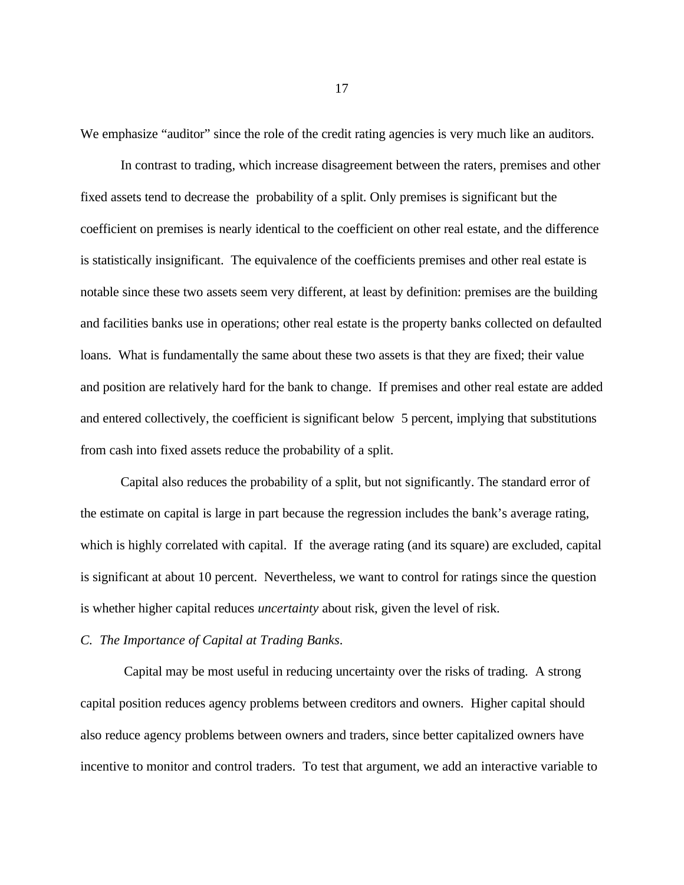We emphasize "auditor" since the role of the credit rating agencies is very much like an auditors.

In contrast to trading, which increase disagreement between the raters, premises and other fixed assets tend to decrease the probability of a split. Only premises is significant but the coefficient on premises is nearly identical to the coefficient on other real estate, and the difference is statistically insignificant. The equivalence of the coefficients premises and other real estate is notable since these two assets seem very different, at least by definition: premises are the building and facilities banks use in operations; other real estate is the property banks collected on defaulted loans. What is fundamentally the same about these two assets is that they are fixed; their value and position are relatively hard for the bank to change. If premises and other real estate are added and entered collectively, the coefficient is significant below 5 percent, implying that substitutions from cash into fixed assets reduce the probability of a split.

Capital also reduces the probability of a split, but not significantly. The standard error of the estimate on capital is large in part because the regression includes the bank's average rating, which is highly correlated with capital. If the average rating (and its square) are excluded, capital is significant at about 10 percent. Nevertheless, we want to control for ratings since the question is whether higher capital reduces *uncertainty* about risk, given the level of risk.

*C. The Importance of Capital at Trading Banks.*

Capital may be most useful in reducing uncertainty over the risks of trading. A strong capital position reduces agency problems between creditors and owners. Higher capital should also reduce agency problems between owners and traders, since better capitalized owners have incentive to monitor and control traders. To test that argument, we add an interactive variable to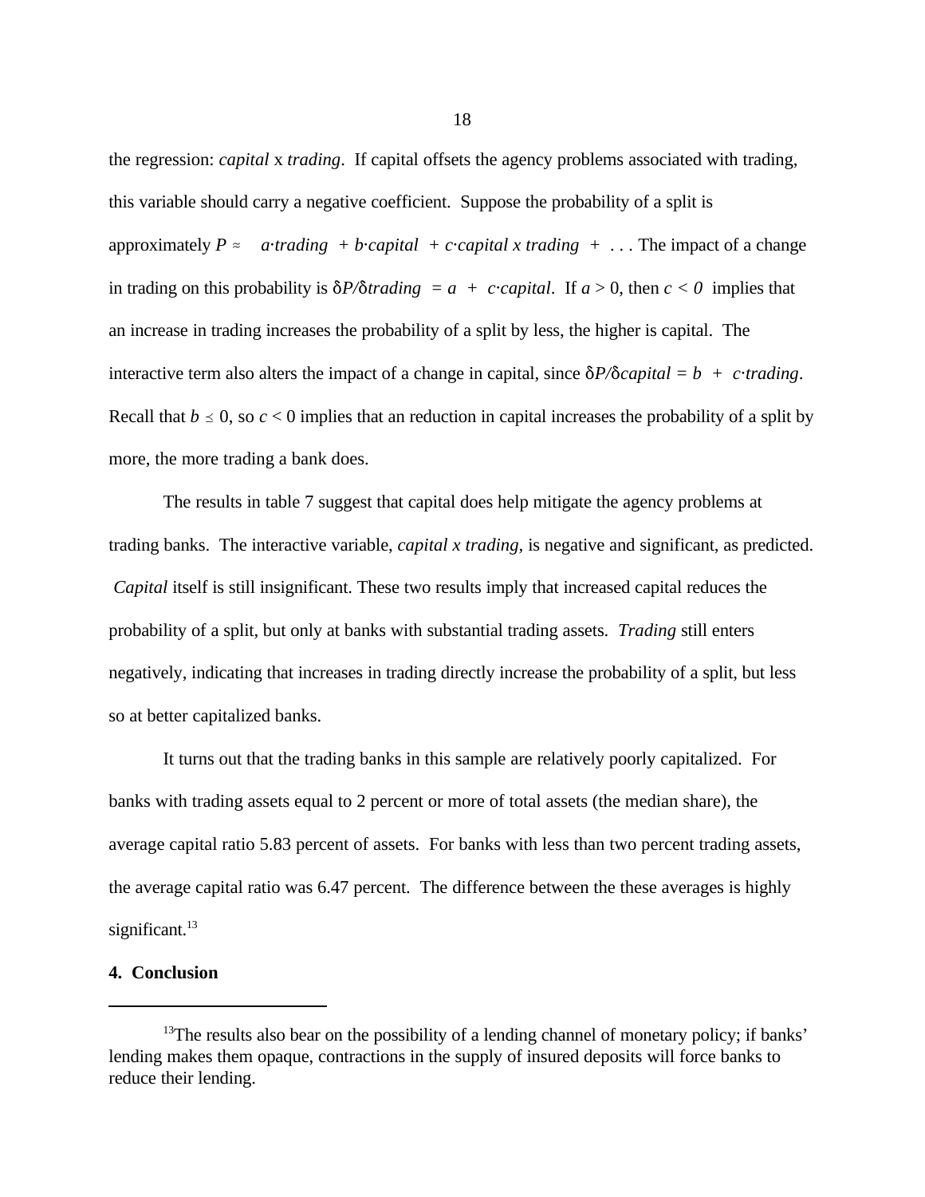the regression: *capital* x *trading*. If capital offsets the agency problems associated with trading, this variable should carry a negative coefficient. Suppose the probability of a split is approximately $P \approx \; a{\cdot}trading \; + b{\cdot}capital \; + c{\cdot}capital \; x \; trading \; + \; \ldots$ The impact of a change in trading on this probability is $\delta P/\delta trading \; = a \; + \; c{\cdot}capital$. If $a > 0$, then $c < 0$ implies that an increase in trading increases the probability of a split by less, the higher is capital. The interactive term also alters the impact of a change in capital, since $\delta P/\delta capital = b \; + \; c{\cdot}trading$. Recall that $b \leq 0$, so $c < 0$ implies that an reduction in capital increases the probability of a split by more, the more trading a bank does.

The results in table 7 suggest that capital does help mitigate the agency problems at trading banks. The interactive variable, *capital x trading,* is negative and significant, as predicted. *Capital* itself is still insignificant. These two results imply that increased capital reduces the probability of a split, but only at banks with substantial trading assets. *Trading* still enters negatively, indicating that increases in trading directly increase the probability of a split, but less so at better capitalized banks.

It turns out that the trading banks in this sample are relatively poorly capitalized. For banks with trading assets equal to 2 percent or more of total assets (the median share), the average capital ratio 5.83 percent of assets. For banks with less than two percent trading assets, the average capital ratio was 6.47 percent. The difference between the these averages is highly significant.[13]

## 4. Conclusion

---

[13]The results also bear on the possibility of a lending channel of monetary policy; if banks' lending makes them opaque, contractions in the supply of insured deposits will force banks to reduce their lending.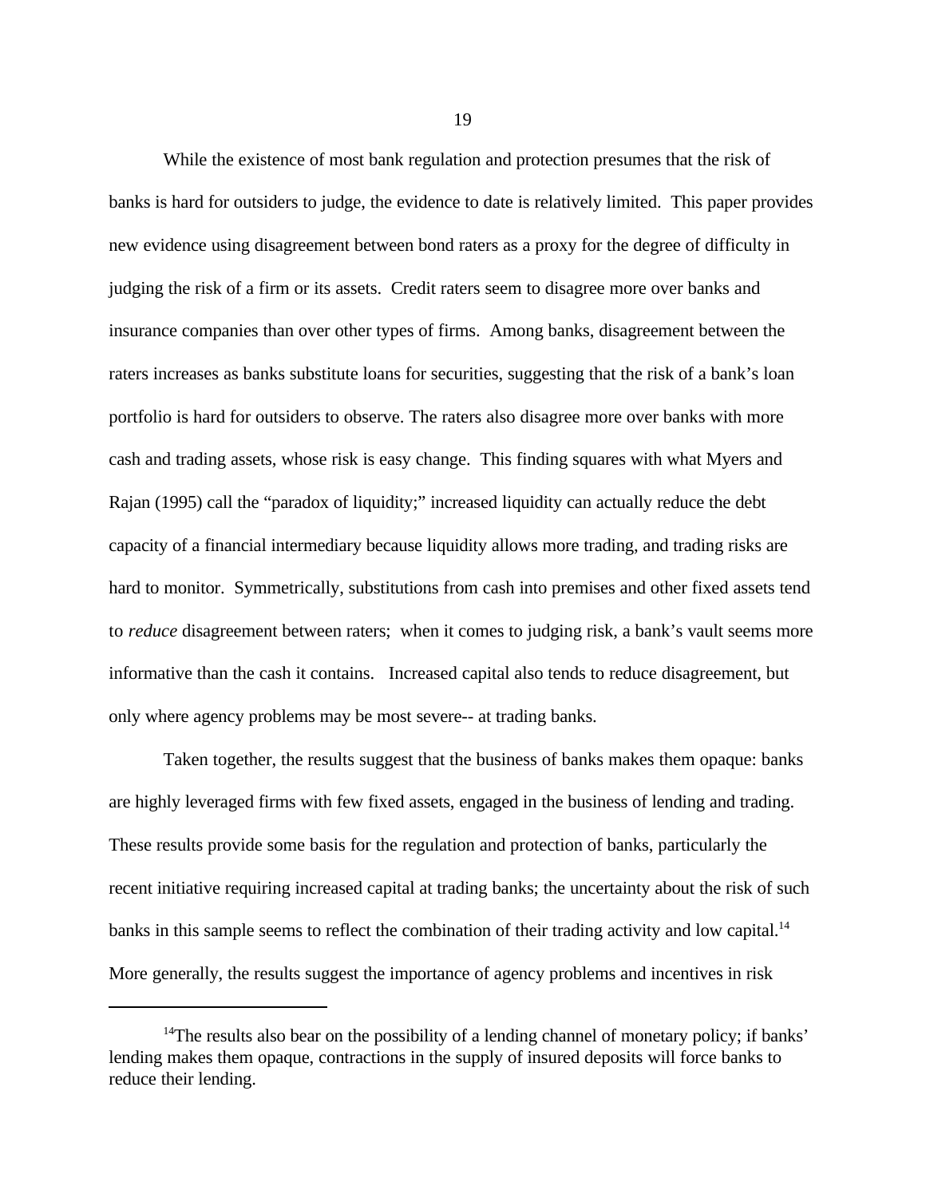While the existence of most bank regulation and protection presumes that the risk of banks is hard for outsiders to judge, the evidence to date is relatively limited. This paper provides new evidence using disagreement between bond raters as a proxy for the degree of difficulty in judging the risk of a firm or its assets. Credit raters seem to disagree more over banks and insurance companies than over other types of firms. Among banks, disagreement between the raters increases as banks substitute loans for securities, suggesting that the risk of a bank's loan portfolio is hard for outsiders to observe. The raters also disagree more over banks with more cash and trading assets, whose risk is easy change. This finding squares with what Myers and Rajan (1995) call the "paradox of liquidity;" increased liquidity can actually reduce the debt capacity of a financial intermediary because liquidity allows more trading, and trading risks are hard to monitor. Symmetrically, substitutions from cash into premises and other fixed assets tend to *reduce* disagreement between raters; when it comes to judging risk, a bank's vault seems more informative than the cash it contains. Increased capital also tends to reduce disagreement, but only where agency problems may be most severe-- at trading banks.

Taken together, the results suggest that the business of banks makes them opaque: banks are highly leveraged firms with few fixed assets, engaged in the business of lending and trading. These results provide some basis for the regulation and protection of banks, particularly the recent initiative requiring increased capital at trading banks; the uncertainty about the risk of such banks in this sample seems to reflect the combination of their trading activity and low capital.[14] More generally, the results suggest the importance of agency problems and incentives in risk

[14]The results also bear on the possibility of a lending channel of monetary policy; if banks' lending makes them opaque, contractions in the supply of insured deposits will force banks to reduce their lending.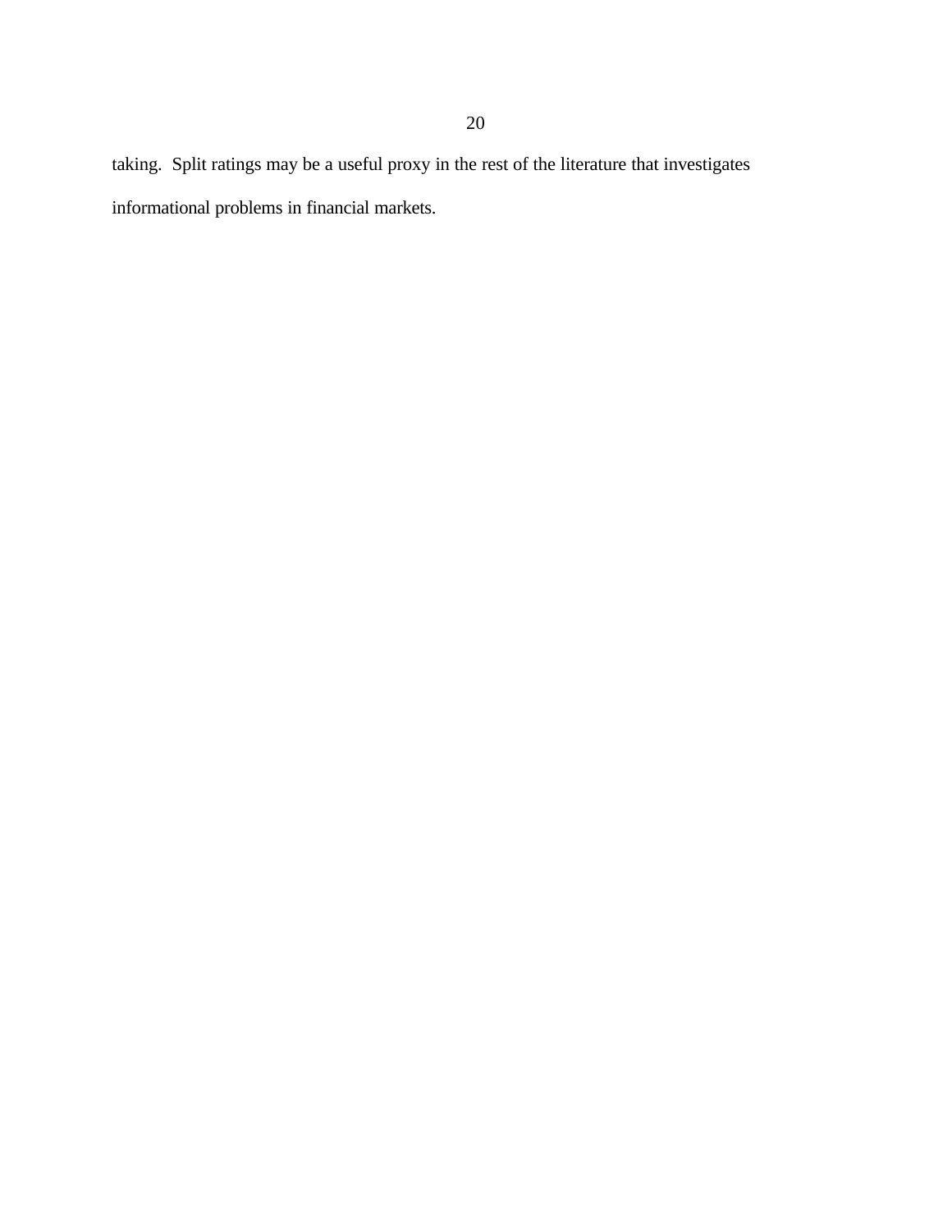taking.  Split ratings may be a useful proxy in the rest of the literature that investigates informational problems in financial markets.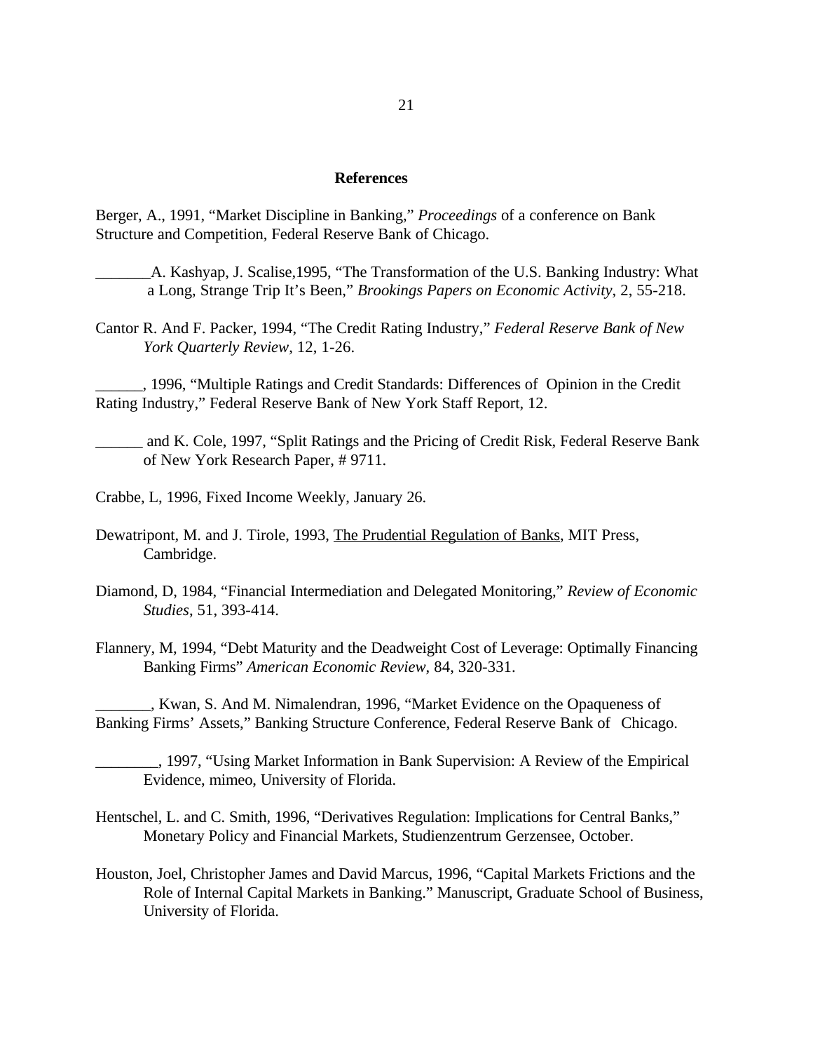## References

Berger, A., 1991, "Market Discipline in Banking," *Proceedings* of a conference on Bank Structure and Competition, Federal Reserve Bank of Chicago.

_______A. Kashyap, J. Scalise,1995, "The Transformation of the U.S. Banking Industry: What a Long, Strange Trip It's Been," *Brookings Papers on Economic Activity*, 2, 55-218.

Cantor R. And F. Packer, 1994, "The Credit Rating Industry," *Federal Reserve Bank of New York Quarterly Review*, 12, 1-26.

______, 1996, "Multiple Ratings and Credit Standards: Differences of Opinion in the Credit Rating Industry," Federal Reserve Bank of New York Staff Report, 12.

______ and K. Cole, 1997, "Split Ratings and the Pricing of Credit Risk, Federal Reserve Bank of New York Research Paper, # 9711.

Crabbe, L, 1996, Fixed Income Weekly, January 26.

Dewatripont, M. and J. Tirole, 1993, <u>The Prudential Regulation of Banks</u>, MIT Press, Cambridge.

Diamond, D, 1984, "Financial Intermediation and Delegated Monitoring," *Review of Economic Studies*, 51, 393-414.

Flannery, M, 1994, "Debt Maturity and the Deadweight Cost of Leverage: Optimally Financing Banking Firms" *American Economic Review*, 84, 320-331.

_______, Kwan, S. And M. Nimalendran, 1996, "Market Evidence on the Opaqueness of Banking Firms' Assets," Banking Structure Conference, Federal Reserve Bank of Chicago.

________, 1997, "Using Market Information in Bank Supervision: A Review of the Empirical Evidence, mimeo, University of Florida.

Hentschel, L. and C. Smith, 1996, "Derivatives Regulation: Implications for Central Banks," Monetary Policy and Financial Markets, Studienzentrum Gerzensee, October.

Houston, Joel, Christopher James and David Marcus, 1996, "Capital Markets Frictions and the Role of Internal Capital Markets in Banking." Manuscript, Graduate School of Business, University of Florida.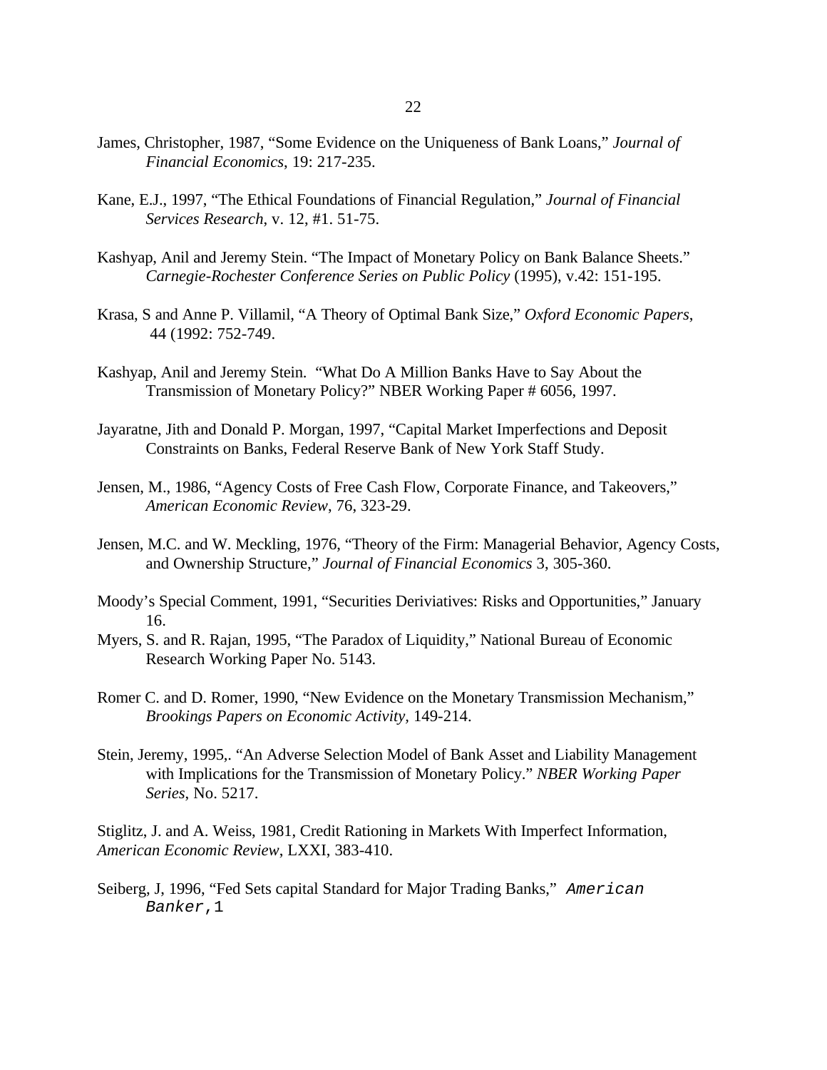James, Christopher, 1987, "Some Evidence on the Uniqueness of Bank Loans," *Journal of Financial Economics*, 19: 217-235.

Kane, E.J., 1997, "The Ethical Foundations of Financial Regulation," *Journal of Financial Services Research*, v. 12, #1. 51-75.

Kashyap, Anil and Jeremy Stein. "The Impact of Monetary Policy on Bank Balance Sheets." *Carnegie-Rochester Conference Series on Public Policy* (1995), v.42: 151-195.

Krasa, S and Anne P. Villamil, "A Theory of Optimal Bank Size," *Oxford Economic Papers*, 44 (1992: 752-749.

Kashyap, Anil and Jeremy Stein. "What Do A Million Banks Have to Say About the Transmission of Monetary Policy?" NBER Working Paper # 6056, 1997.

Jayaratne, Jith and Donald P. Morgan, 1997, "Capital Market Imperfections and Deposit Constraints on Banks, Federal Reserve Bank of New York Staff Study.

Jensen, M., 1986, "Agency Costs of Free Cash Flow, Corporate Finance, and Takeovers," *American Economic Review*, 76, 323-29.

Jensen, M.C. and W. Meckling, 1976, "Theory of the Firm: Managerial Behavior, Agency Costs, and Ownership Structure," *Journal of Financial Economics* 3, 305-360.

Moody's Special Comment, 1991, "Securities Deriviatives: Risks and Opportunities," January 16.

Myers, S. and R. Rajan, 1995, "The Paradox of Liquidity," National Bureau of Economic Research Working Paper No. 5143.

Romer C. and D. Romer, 1990, "New Evidence on the Monetary Transmission Mechanism," *Brookings Papers on Economic Activity*, 149-214.

Stein, Jeremy, 1995,. "An Adverse Selection Model of Bank Asset and Liability Management with Implications for the Transmission of Monetary Policy." *NBER Working Paper Series*, No. 5217.

Stiglitz, J. and A. Weiss, 1981, Credit Rationing in Markets With Imperfect Information, *American Economic Review*, LXXI, 383-410.

Seiberg, J, 1996, "Fed Sets capital Standard for Major Trading Banks," *American Banker*,1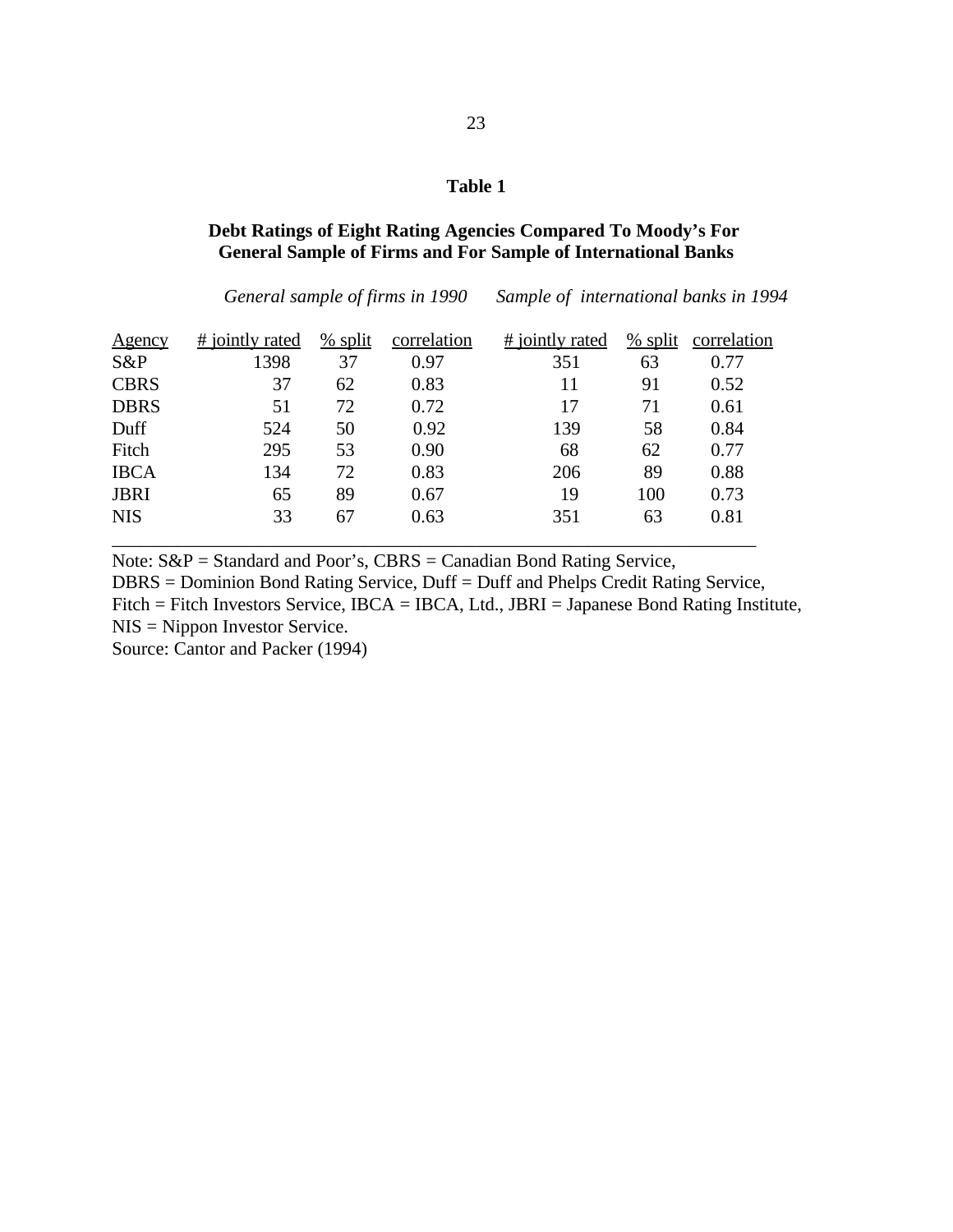**Table 1**

**Debt Ratings of Eight Rating Agencies Compared To Moody's For General Sample of Firms and For Sample of International Banks**

| | *General sample of firms in 1990* | | | *Sample of international banks in 1994* | | |
|---|---|---|---|---|---|---|
| Agency | # jointly rated | % split | correlation | # jointly rated | % split | correlation |
| S&P | 1398 | 37 | 0.97 | 351 | 63 | 0.77 |
| CBRS | 37 | 62 | 0.83 | 11 | 91 | 0.52 |
| DBRS | 51 | 72 | 0.72 | 17 | 71 | 0.61 |
| Duff | 524 | 50 | 0.92 | 139 | 58 | 0.84 |
| Fitch | 295 | 53 | 0.90 | 68 | 62 | 0.77 |
| IBCA | 134 | 72 | 0.83 | 206 | 89 | 0.88 |
| JBRI | 65 | 89 | 0.67 | 19 | 100 | 0.73 |
| NIS | 33 | 67 | 0.63 | 351 | 63 | 0.81 |

Note: S&P = Standard and Poor's, CBRS = Canadian Bond Rating Service,
DBRS = Dominion Bond Rating Service, Duff = Duff and Phelps Credit Rating Service,
Fitch = Fitch Investors Service, IBCA = IBCA, Ltd., JBRI = Japanese Bond Rating Institute,
NIS = Nippon Investor Service.
Source: Cantor and Packer (1994)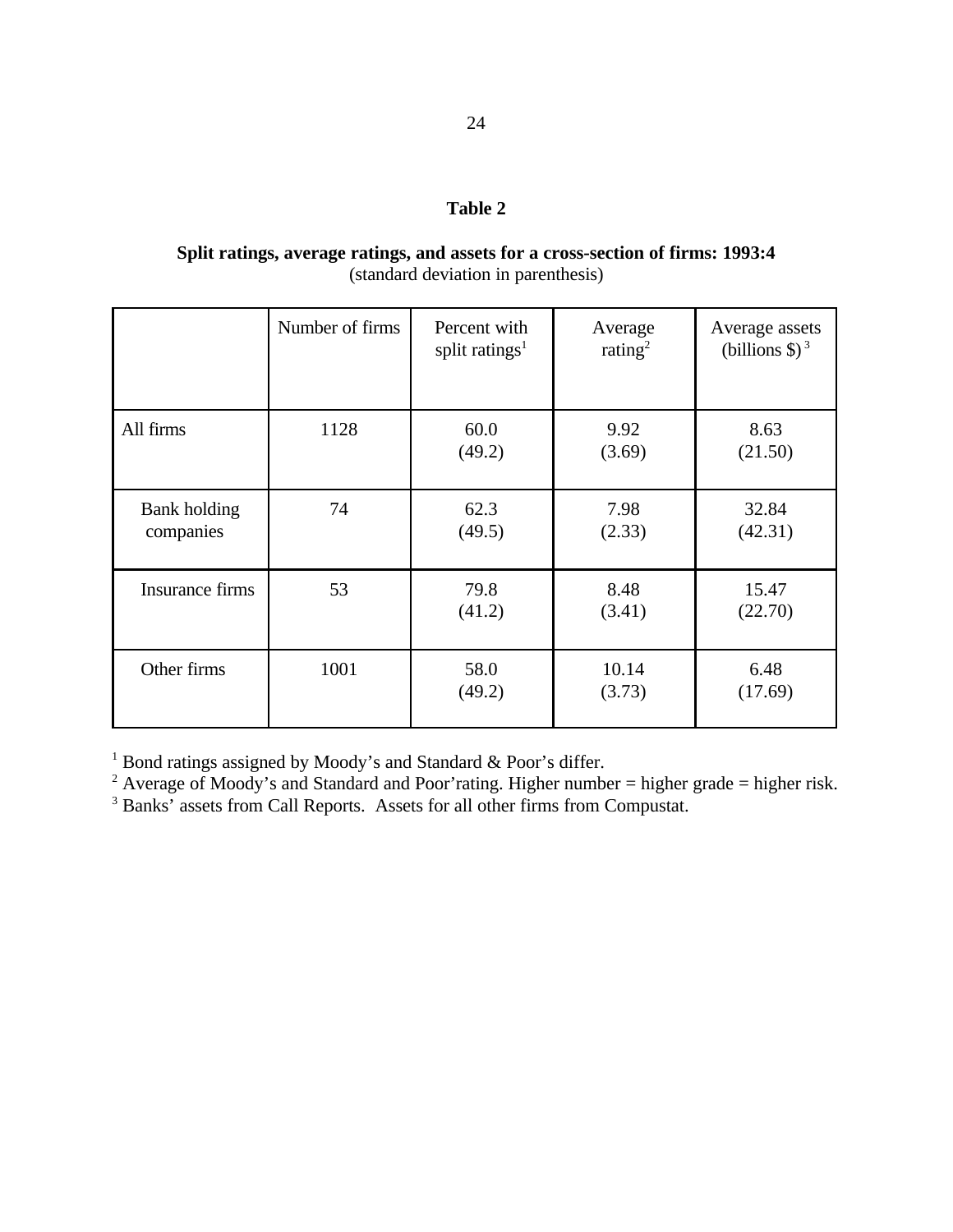**Table 2**

**Split ratings, average ratings, and assets for a cross-section of firms: 1993:4**
(standard deviation in parenthesis)

| | Number of firms | Percent with split ratings[1] | Average rating[2] | Average assets (billions $)[3] |
|---|---|---|---|---|
| All firms | 1128 | 60.0 (49.2) | 9.92 (3.69) | 8.63 (21.50) |
| Bank holding companies | 74 | 62.3 (49.5) | 7.98 (2.33) | 32.84 (42.31) |
| Insurance firms | 53 | 79.8 (41.2) | 8.48 (3.41) | 15.47 (22.70) |
| Other firms | 1001 | 58.0 (49.2) | 10.14 (3.73) | 6.48 (17.69) |

[1] Bond ratings assigned by Moody's and Standard & Poor's differ.
[2] Average of Moody's and Standard and Poor'rating. Higher number = higher grade = higher risk.
[3] Banks' assets from Call Reports. Assets for all other firms from Compustat.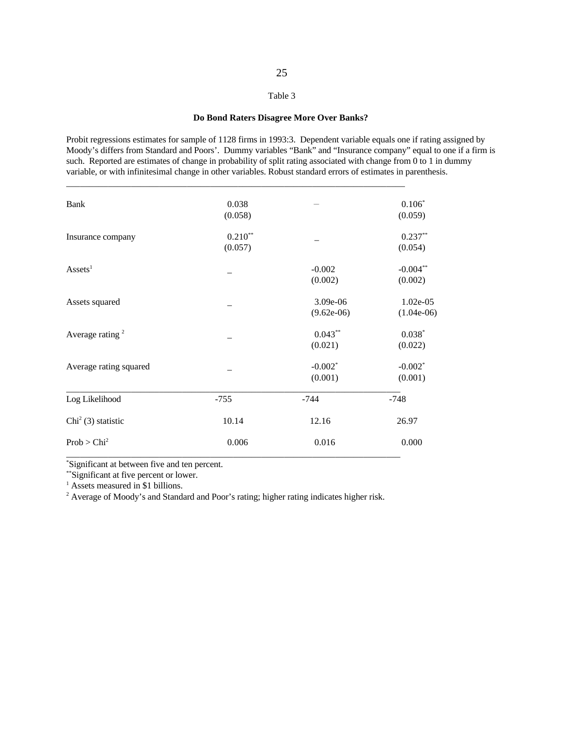Table 3

**Do Bond Raters Disagree More Over Banks?**

Probit regressions estimates for sample of 1128 firms in 1993:3. Dependent variable equals one if rating assigned by Moody's differs from Standard and Poors'. Dummy variables "Bank" and "Insurance company" equal to one if a firm is such. Reported are estimates of change in probability of split rating associated with change from 0 to 1 in dummy variable, or with infinitesimal change in other variables. Robust standard errors of estimates in parenthesis.

| | | | |
|---|---|---|---|
| Bank | 0.038 | – | 0.106* |
| | (0.058) | | (0.059) |
| Insurance company | 0.210** | – | 0.237** |
| | (0.057) | | (0.054) |
| Assets[1] | – | -0.002 | -0.004** |
| | | (0.002) | (0.002) |
| Assets squared | – | 3.09e-06 | 1.02e-05 |
| | | (9.62e-06) | (1.04e-06) |
| Average rating [2] | – | 0.043** | 0.038* |
| | | (0.021) | (0.022) |
| Average rating squared | – | -0.002* | -0.002* |
| | | (0.001) | (0.001) |
| Log Likelihood | -755 | -744 | -748 |
| $Chi^2$ (3) statistic | 10.14 | 12.16 | 26.97 |
| Prob > $Chi^2$ | 0.006 | 0.016 | 0.000 |

*Significant at between five and ten percent.

**Significant at five percent or lower.

[1] Assets measured in $1 billions.

[2] Average of Moody's and Standard and Poor's rating; higher rating indicates higher risk.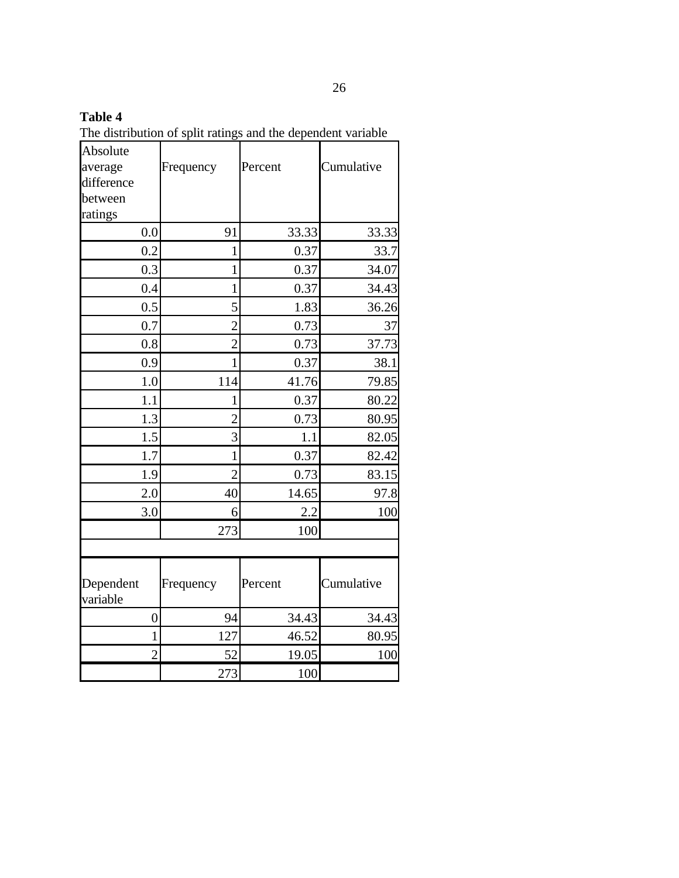**Table 4**

The distribution of split ratings and the dependent variable

| Absolute average difference between ratings | Frequency | Percent | Cumulative |
|---|---|---|---|
| 0.0 | 91 | 33.33 | 33.33 |
| 0.2 | 1 | 0.37 | 33.7 |
| 0.3 | 1 | 0.37 | 34.07 |
| 0.4 | 1 | 0.37 | 34.43 |
| 0.5 | 5 | 1.83 | 36.26 |
| 0.7 | 2 | 0.73 | 37 |
| 0.8 | 2 | 0.73 | 37.73 |
| 0.9 | 1 | 0.37 | 38.1 |
| 1.0 | 114 | 41.76 | 79.85 |
| 1.1 | 1 | 0.37 | 80.22 |
| 1.3 | 2 | 0.73 | 80.95 |
| 1.5 | 3 | 1.1 | 82.05 |
| 1.7 | 1 | 0.37 | 82.42 |
| 1.9 | 2 | 0.73 | 83.15 |
| 2.0 | 40 | 14.65 | 97.8 |
| 3.0 | 6 | 2.2 | 100 |
| | 273 | 100 | |

| Dependent variable | Frequency | Percent | Cumulative |
|---|---|---|---|
| 0 | 94 | 34.43 | 34.43 |
| 1 | 127 | 46.52 | 80.95 |
| 2 | 52 | 19.05 | 100 |
| | 273 | 100 | |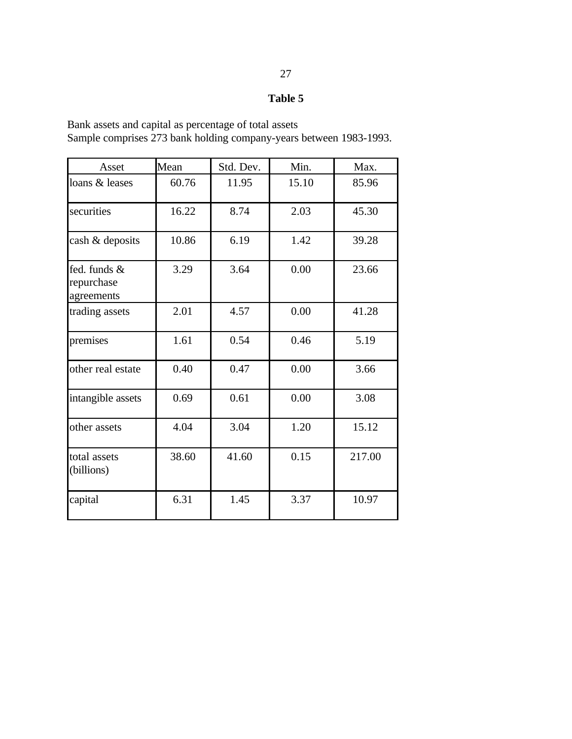**Table 5**

Bank assets and capital as percentage of total assets
Sample comprises 273 bank holding company-years between 1983-1993.

| Asset | Mean | Std. Dev. | Min. | Max. |
|---|---|---|---|---|
| loans & leases | 60.76 | 11.95 | 15.10 | 85.96 |
| securities | 16.22 | 8.74 | 2.03 | 45.30 |
| cash & deposits | 10.86 | 6.19 | 1.42 | 39.28 |
| fed. funds & repurchase agreements | 3.29 | 3.64 | 0.00 | 23.66 |
| trading assets | 2.01 | 4.57 | 0.00 | 41.28 |
| premises | 1.61 | 0.54 | 0.46 | 5.19 |
| other real estate | 0.40 | 0.47 | 0.00 | 3.66 |
| intangible assets | 0.69 | 0.61 | 0.00 | 3.08 |
| other assets | 4.04 | 3.04 | 1.20 | 15.12 |
| total assets (billions) | 38.60 | 41.60 | 0.15 | 217.00 |
| capital | 6.31 | 1.45 | 3.37 | 10.97 |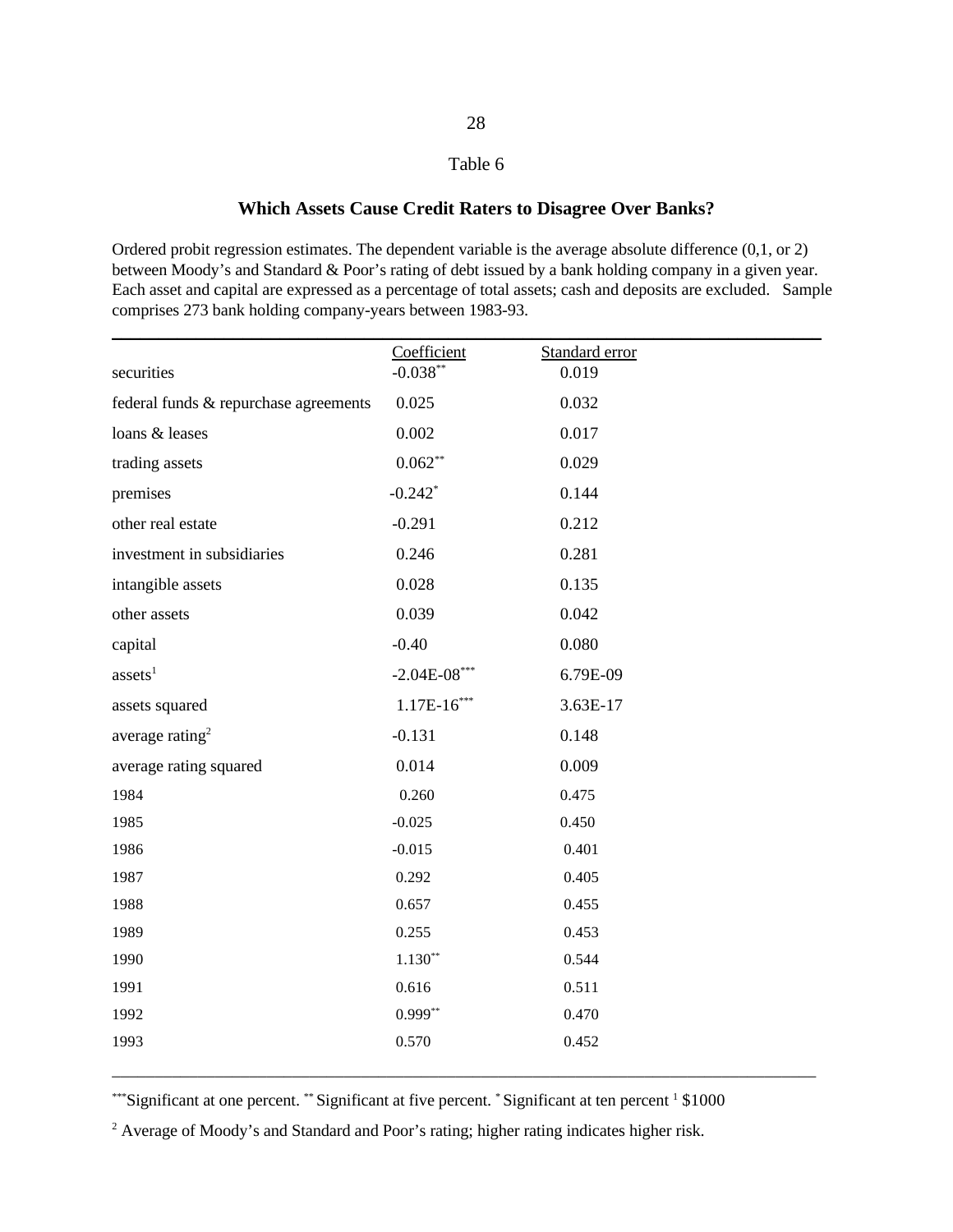Table 6

**Which Assets Cause Credit Raters to Disagree Over Banks?**

Ordered probit regression estimates. The dependent variable is the average absolute difference (0,1, or 2) between Moody's and Standard & Poor's rating of debt issued by a bank holding company in a given year. Each asset and capital are expressed as a percentage of total assets; cash and deposits are excluded. Sample comprises 273 bank holding company-years between 1983-93.

| | Coefficient | Standard error |
|---|---|---|
| securities | -0.038** | 0.019 |
| federal funds & repurchase agreements | 0.025 | 0.032 |
| loans & leases | 0.002 | 0.017 |
| trading assets | 0.062** | 0.029 |
| premises | -0.242* | 0.144 |
| other real estate | -0.291 | 0.212 |
| investment in subsidiaries | 0.246 | 0.281 |
| intangible assets | 0.028 | 0.135 |
| other assets | 0.039 | 0.042 |
| capital | -0.40 | 0.080 |
| assets[1] | -2.04E-08*** | 6.79E-09 |
| assets squared | 1.17E-16*** | 3.63E-17 |
| average rating[2] | -0.131 | 0.148 |
| average rating squared | 0.014 | 0.009 |
| 1984 | 0.260 | 0.475 |
| 1985 | -0.025 | 0.450 |
| 1986 | -0.015 | 0.401 |
| 1987 | 0.292 | 0.405 |
| 1988 | 0.657 | 0.455 |
| 1989 | 0.255 | 0.453 |
| 1990 | 1.130** | 0.544 |
| 1991 | 0.616 | 0.511 |
| 1992 | 0.999** | 0.470 |
| 1993 | 0.570 | 0.452 |

***Significant at one percent. ** Significant at five percent. * Significant at ten percent [1] $1000

[2] Average of Moody's and Standard and Poor's rating; higher rating indicates higher risk.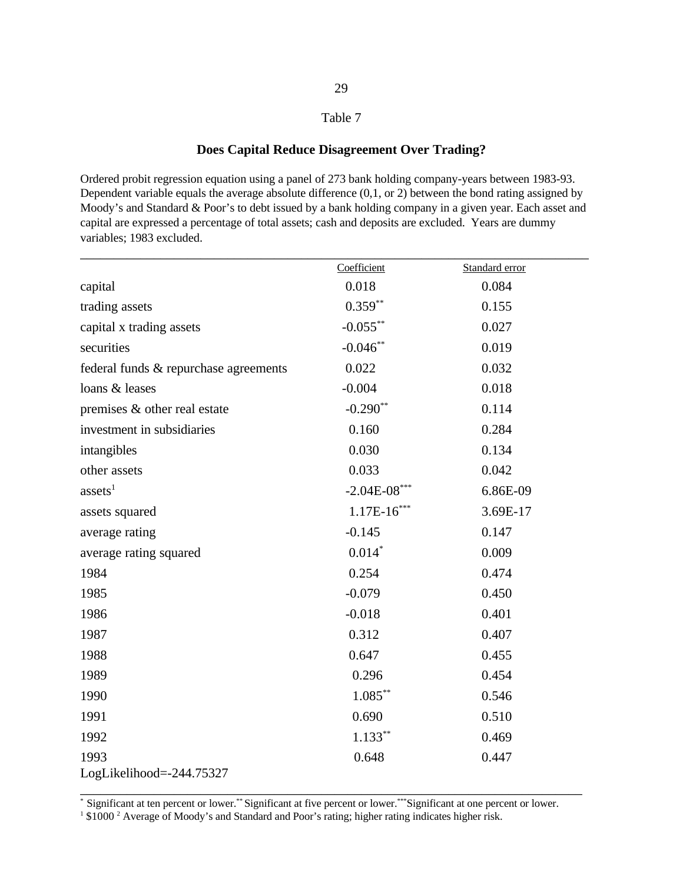Table 7

## Does Capital Reduce Disagreement Over Trading?

Ordered probit regression equation using a panel of 273 bank holding company-years between 1983-93. Dependent variable equals the average absolute difference (0,1, or 2) between the bond rating assigned by Moody's and Standard & Poor's to debt issued by a bank holding company in a given year. Each asset and capital are expressed a percentage of total assets; cash and deposits are excluded. Years are dummy variables; 1983 excluded.

| | Coefficient | Standard error |
|---|---|---|
| capital | 0.018 | 0.084 |
| trading assets | 0.359** | 0.155 |
| capital x trading assets | -0.055** | 0.027 |
| securities | -0.046** | 0.019 |
| federal funds & repurchase agreements | 0.022 | 0.032 |
| loans & leases | -0.004 | 0.018 |
| premises & other real estate | -0.290** | 0.114 |
| investment in subsidiaries | 0.160 | 0.284 |
| intangibles | 0.030 | 0.134 |
| other assets | 0.033 | 0.042 |
| assets[1] | -2.04E-08*** | 6.86E-09 |
| assets squared | 1.17E-16*** | 3.69E-17 |
| average rating | -0.145 | 0.147 |
| average rating squared | 0.014* | 0.009 |
| 1984 | 0.254 | 0.474 |
| 1985 | -0.079 | 0.450 |
| 1986 | -0.018 | 0.401 |
| 1987 | 0.312 | 0.407 |
| 1988 | 0.647 | 0.455 |
| 1989 | 0.296 | 0.454 |
| 1990 | 1.085** | 0.546 |
| 1991 | 0.690 | 0.510 |
| 1992 | 1.133** | 0.469 |
| 1993 | 0.648 | 0.447 |

LogLikelihood=-244.75327

* Significant at ten percent or lower.** Significant at five percent or lower.***Significant at one percent or lower.

[1] $1000 [2] Average of Moody's and Standard and Poor's rating; higher rating indicates higher risk.